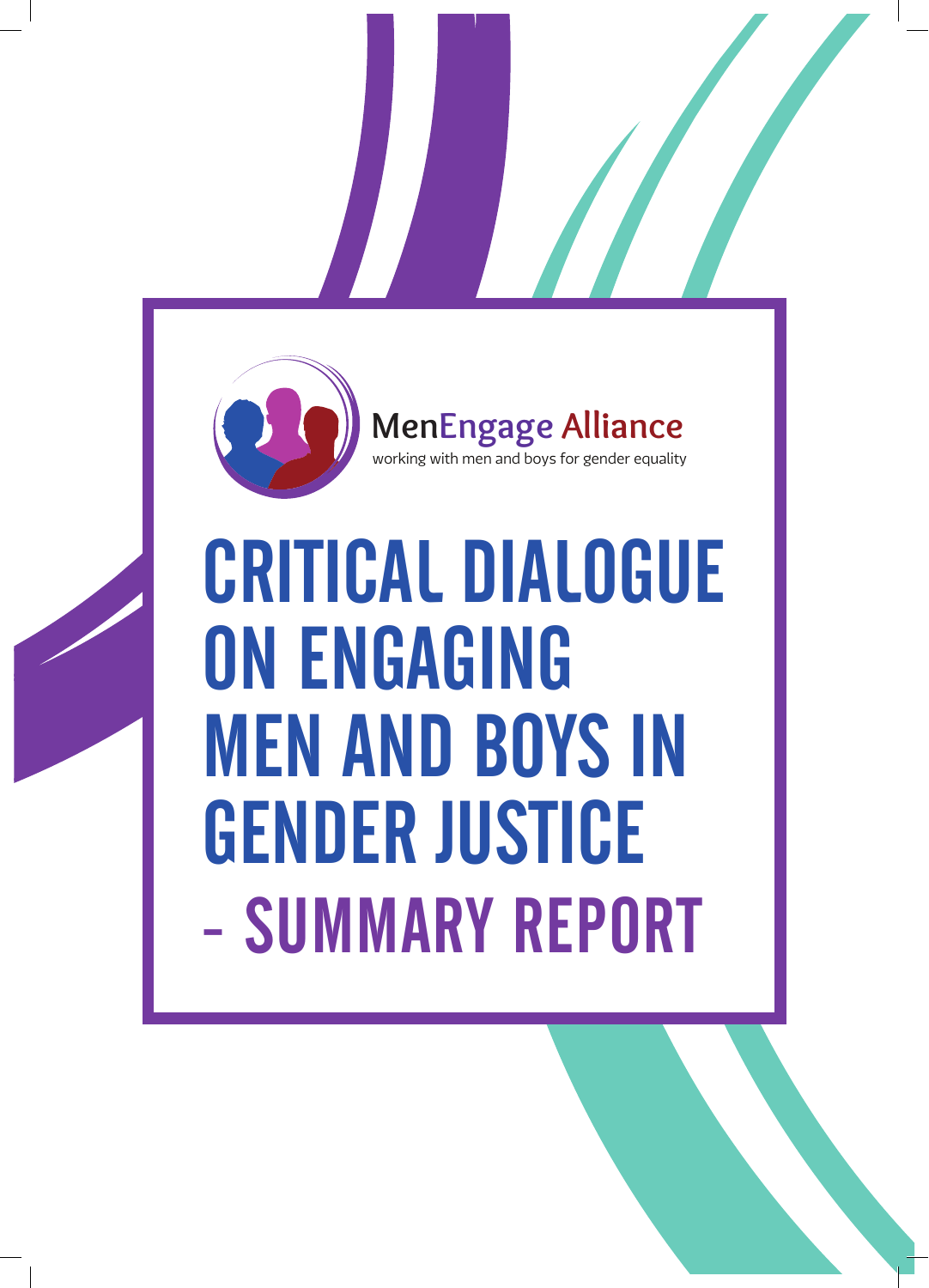MenEngage Alliance

working with men and boys for gender equality

# CRITICAL DIALOGUE ON ENGAGING MEN AND BOYS IN GENDER JUSTICE - SUMMARY REPORT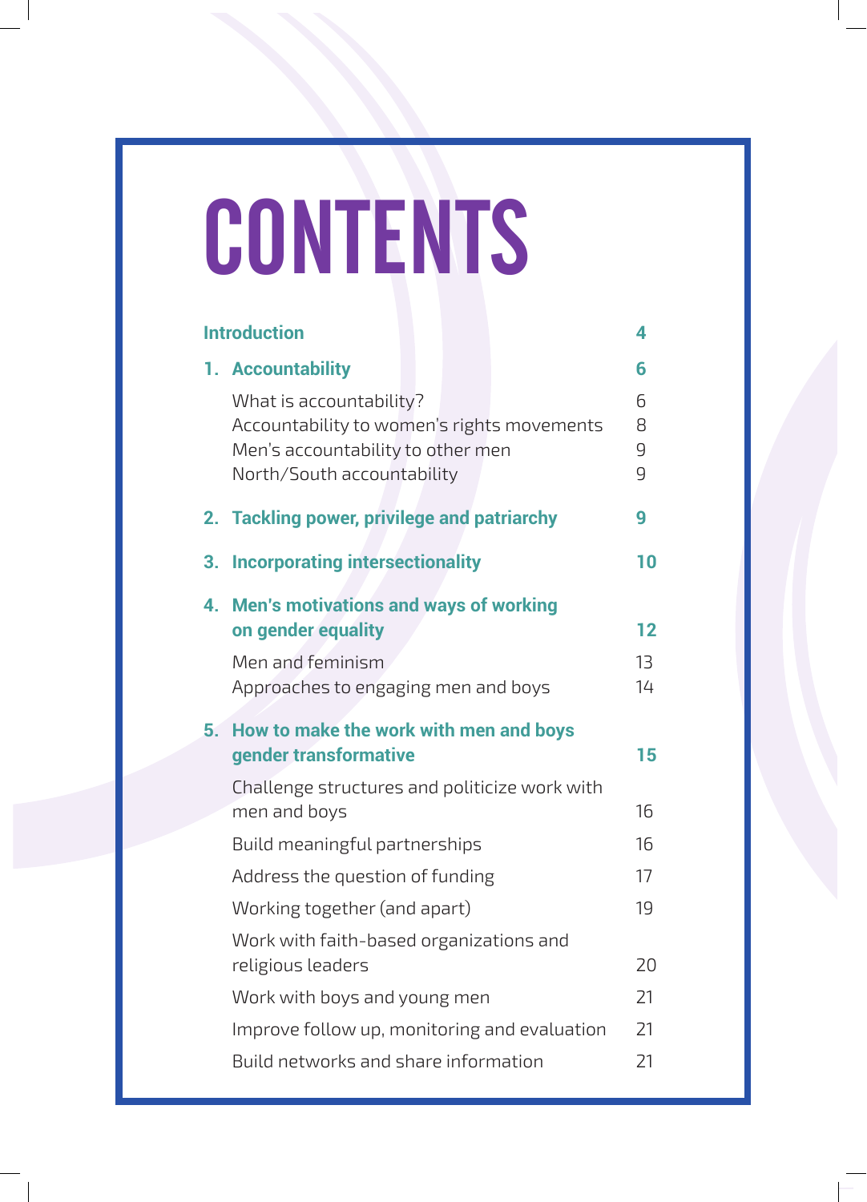# CONTENTS

| | |
|---|---|
| **Introduction** | **4** |
| **1. Accountability** | **6** |
| What is accountability? | 6 |
| Accountability to women's rights movements | 8 |
| Men's accountability to other men | 9 |
| North/South accountability | 9 |
| **2. Tackling power, privilege and patriarchy** | **9** |
| **3. Incorporating intersectionality** | **10** |
| **4. Men's motivations and ways of working on gender equality** | **12** |
| Men and feminism | 13 |
| Approaches to engaging men and boys | 14 |
| **5. How to make the work with men and boys gender transformative** | **15** |
| Challenge structures and politicize work with men and boys | 16 |
| Build meaningful partnerships | 16 |
| Address the question of funding | 17 |
| Working together (and apart) | 19 |
| Work with faith-based organizations and religious leaders | 20 |
| Work with boys and young men | 21 |
| Improve follow up, monitoring and evaluation | 21 |
| Build networks and share information | 21 |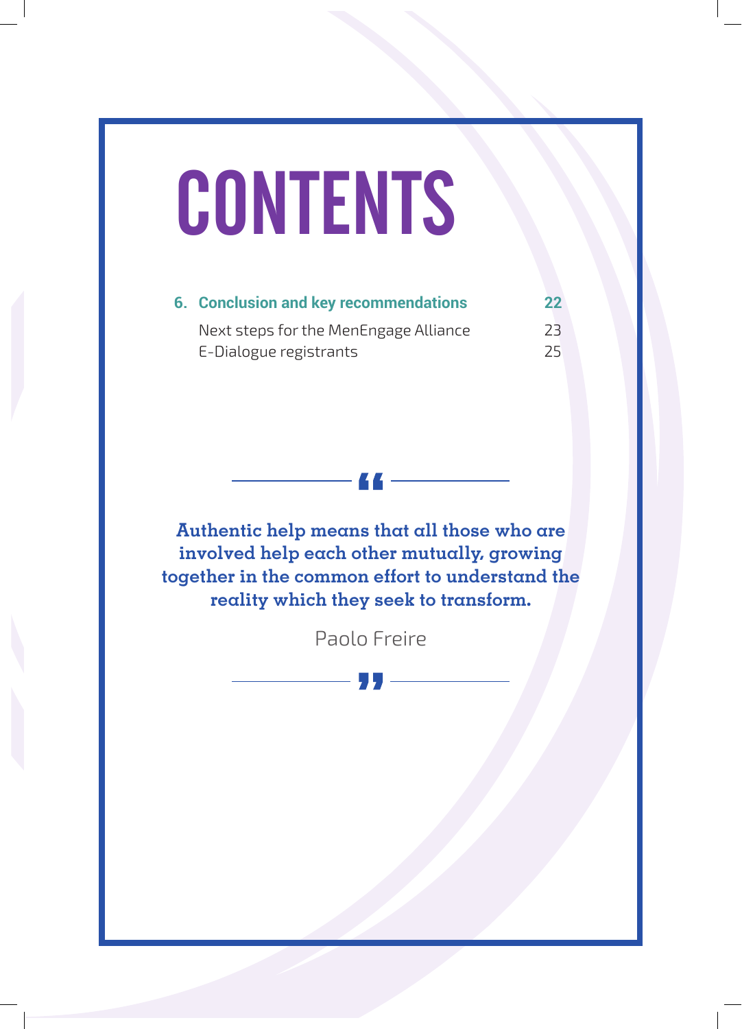# CONTENTS

| | | |
|---|---|---|
| **6.** | **Conclusion and key recommendations** | **22** |
| | Next steps for the MenEngage Alliance | 23 |
| | E-Dialogue registrants | 25 |

> **Authentic help means that all those who are involved help each other mutually, growing together in the common effort to understand the reality which they seek to transform.**
>
> Paolo Freire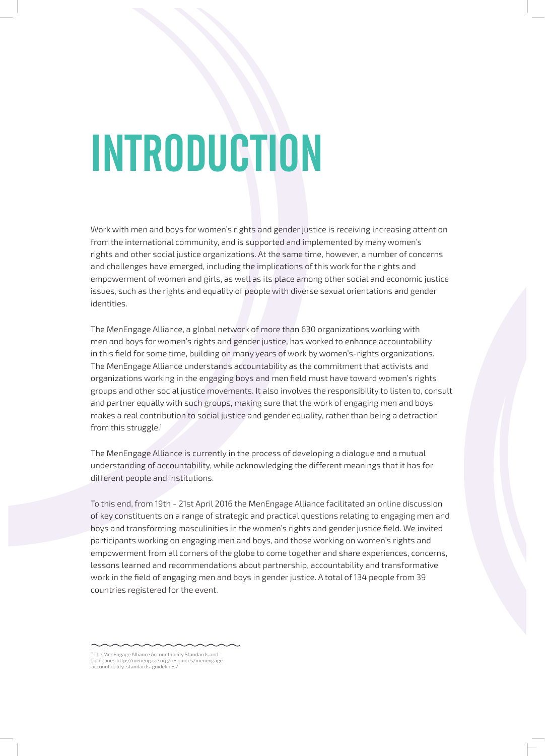# INTRODUCTION

Work with men and boys for women's rights and gender justice is receiving increasing attention from the international community, and is supported and implemented by many women's rights and other social justice organizations. At the same time, however, a number of concerns and challenges have emerged, including the implications of this work for the rights and empowerment of women and girls, as well as its place among other social and economic justice issues, such as the rights and equality of people with diverse sexual orientations and gender identities.

The MenEngage Alliance, a global network of more than 630 organizations working with men and boys for women's rights and gender justice, has worked to enhance accountability in this field for some time, building on many years of work by women's-rights organizations. The MenEngage Alliance understands accountability as the commitment that activists and organizations working in the engaging boys and men field must have toward women's rights groups and other social justice movements. It also involves the responsibility to listen to, consult and partner equally with such groups, making sure that the work of engaging men and boys makes a real contribution to social justice and gender equality, rather than being a detraction from this struggle.[1]

The MenEngage Alliance is currently in the process of developing a dialogue and a mutual understanding of accountability, while acknowledging the different meanings that it has for different people and institutions.

To this end, from 19th - 21st April 2016 the MenEngage Alliance facilitated an online discussion of key constituents on a range of strategic and practical questions relating to engaging men and boys and transforming masculinities in the women's rights and gender justice field. We invited participants working on engaging men and boys, and those working on women's rights and empowerment from all corners of the globe to come together and share experiences, concerns, lessons learned and recommendations about partnership, accountability and transformative work in the field of engaging men and boys in gender justice. A total of 134 people from 39 countries registered for the event.

[1] The MenEngage Alliance Accountability Standards and Guidelines http://menengage.org/resources/menengage-accountability-standards-guidelines/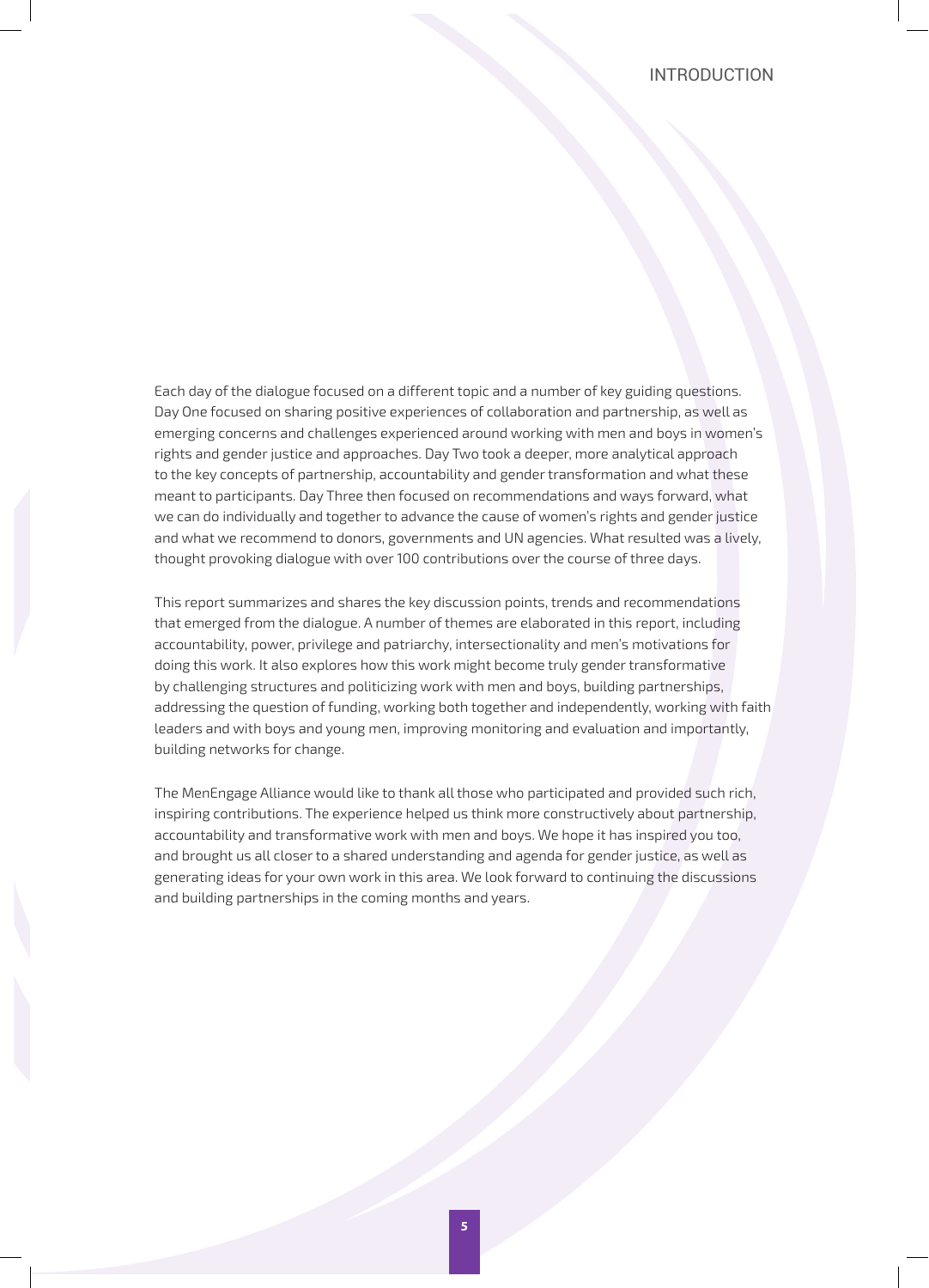Each day of the dialogue focused on a different topic and a number of key guiding questions. Day One focused on sharing positive experiences of collaboration and partnership, as well as emerging concerns and challenges experienced around working with men and boys in women's rights and gender justice and approaches. Day Two took a deeper, more analytical approach to the key concepts of partnership, accountability and gender transformation and what these meant to participants. Day Three then focused on recommendations and ways forward, what we can do individually and together to advance the cause of women's rights and gender justice and what we recommend to donors, governments and UN agencies. What resulted was a lively, thought provoking dialogue with over 100 contributions over the course of three days.

This report summarizes and shares the key discussion points, trends and recommendations that emerged from the dialogue. A number of themes are elaborated in this report, including accountability, power, privilege and patriarchy, intersectionality and men's motivations for doing this work. It also explores how this work might become truly gender transformative by challenging structures and politicizing work with men and boys, building partnerships, addressing the question of funding, working both together and independently, working with faith leaders and with boys and young men, improving monitoring and evaluation and importantly, building networks for change.

The MenEngage Alliance would like to thank all those who participated and provided such rich, inspiring contributions. The experience helped us think more constructively about partnership, accountability and transformative work with men and boys. We hope it has inspired you too, and brought us all closer to a shared understanding and agenda for gender justice, as well as generating ideas for your own work in this area. We look forward to continuing the discussions and building partnerships in the coming months and years.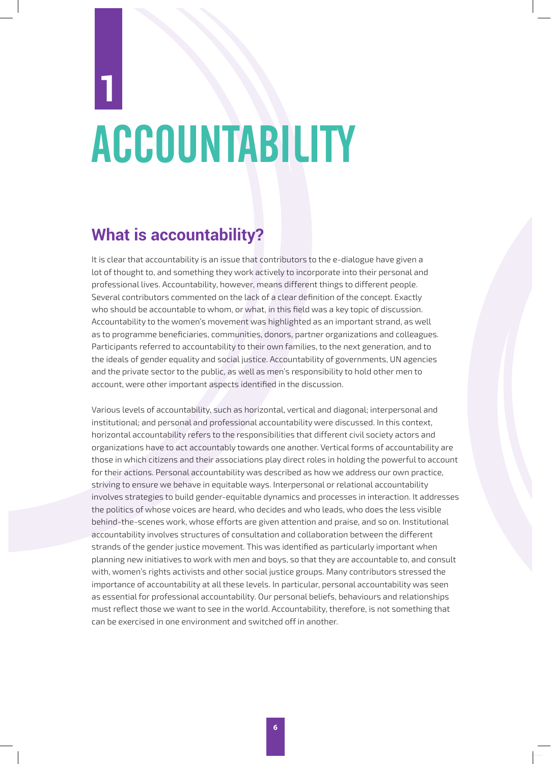# 1 ACCOUNTABILITY

## What is accountability?

It is clear that accountability is an issue that contributors to the e-dialogue have given a lot of thought to, and something they work actively to incorporate into their personal and professional lives. Accountability, however, means different things to different people. Several contributors commented on the lack of a clear definition of the concept. Exactly who should be accountable to whom, or what, in this field was a key topic of discussion. Accountability to the women's movement was highlighted as an important strand, as well as to programme beneficiaries, communities, donors, partner organizations and colleagues. Participants referred to accountability to their own families, to the next generation, and to the ideals of gender equality and social justice. Accountability of governments, UN agencies and the private sector to the public, as well as men's responsibility to hold other men to account, were other important aspects identified in the discussion.

Various levels of accountability, such as horizontal, vertical and diagonal; interpersonal and institutional; and personal and professional accountability were discussed. In this context, horizontal accountability refers to the responsibilities that different civil society actors and organizations have to act accountably towards one another. Vertical forms of accountability are those in which citizens and their associations play direct roles in holding the powerful to account for their actions. Personal accountability was described as how we address our own practice, striving to ensure we behave in equitable ways. Interpersonal or relational accountability involves strategies to build gender-equitable dynamics and processes in interaction. It addresses the politics of whose voices are heard, who decides and who leads, who does the less visible behind-the-scenes work, whose efforts are given attention and praise, and so on. Institutional accountability involves structures of consultation and collaboration between the different strands of the gender justice movement. This was identified as particularly important when planning new initiatives to work with men and boys, so that they are accountable to, and consult with, women's rights activists and other social justice groups. Many contributors stressed the importance of accountability at all these levels. In particular, personal accountability was seen as essential for professional accountability. Our personal beliefs, behaviours and relationships must reflect those we want to see in the world. Accountability, therefore, is not something that can be exercised in one environment and switched off in another.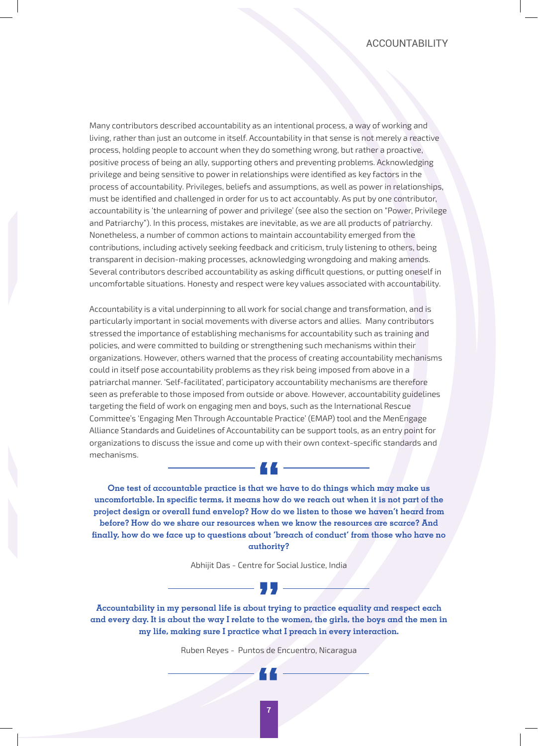Many contributors described accountability as an intentional process, a way of working and living, rather than just an outcome in itself. Accountability in that sense is not merely a reactive process, holding people to account when they do something wrong, but rather a proactive, positive process of being an ally, supporting others and preventing problems. Acknowledging privilege and being sensitive to power in relationships were identified as key factors in the process of accountability. Privileges, beliefs and assumptions, as well as power in relationships, must be identified and challenged in order for us to act accountably. As put by one contributor, accountability is 'the unlearning of power and privilege' (see also the section on "Power, Privilege and Patriarchy"). In this process, mistakes are inevitable, as we are all products of patriarchy. Nonetheless, a number of common actions to maintain accountability emerged from the contributions, including actively seeking feedback and criticism, truly listening to others, being transparent in decision-making processes, acknowledging wrongdoing and making amends. Several contributors described accountability as asking difficult questions, or putting oneself in uncomfortable situations. Honesty and respect were key values associated with accountability.

Accountability is a vital underpinning to all work for social change and transformation, and is particularly important in social movements with diverse actors and allies. Many contributors stressed the importance of establishing mechanisms for accountability such as training and policies, and were committed to building or strengthening such mechanisms within their organizations. However, others warned that the process of creating accountability mechanisms could in itself pose accountability problems as they risk being imposed from above in a patriarchal manner. 'Self-facilitated', participatory accountability mechanisms are therefore seen as preferable to those imposed from outside or above. However, accountability guidelines targeting the field of work on engaging men and boys, such as the International Rescue Committee's 'Engaging Men Through Accountable Practice' (EMAP) tool and the MenEngage Alliance Standards and Guidelines of Accountability can be support tools, as an entry point for organizations to discuss the issue and come up with their own context-specific standards and mechanisms.

> **One test of accountable practice is that we have to do things which may make us uncomfortable. In specific terms, it means how do we reach out when it is not part of the project design or overall fund envelop? How do we listen to those we haven't heard from before? How do we share our resources when we know the resources are scarce? And finally, how do we face up to questions about 'breach of conduct' from those who have no authority?**
>
> Abhijit Das - Centre for Social Justice, India

> **Accountability in my personal life is about trying to practice equality and respect each and every day. It is about the way I relate to the women, the girls, the boys and the men in my life, making sure I practice what I preach in every interaction.**
>
> Ruben Reyes - Puntos de Encuentro, Nicaragua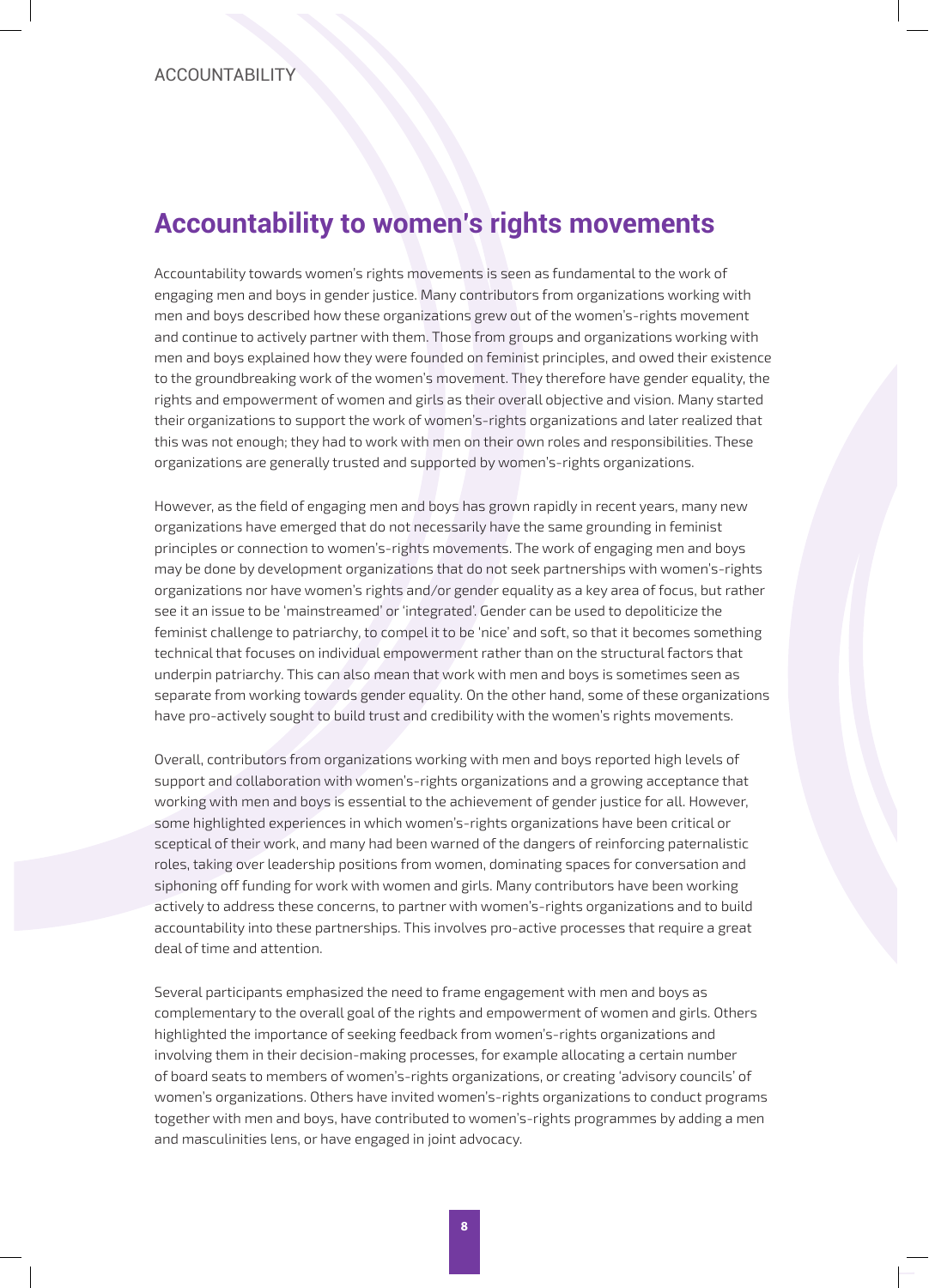## Accountability to women's rights movements

Accountability towards women's rights movements is seen as fundamental to the work of engaging men and boys in gender justice. Many contributors from organizations working with men and boys described how these organizations grew out of the women's-rights movement and continue to actively partner with them. Those from groups and organizations working with men and boys explained how they were founded on feminist principles, and owed their existence to the groundbreaking work of the women's movement. They therefore have gender equality, the rights and empowerment of women and girls as their overall objective and vision. Many started their organizations to support the work of women's-rights organizations and later realized that this was not enough; they had to work with men on their own roles and responsibilities. These organizations are generally trusted and supported by women's-rights organizations.

However, as the field of engaging men and boys has grown rapidly in recent years, many new organizations have emerged that do not necessarily have the same grounding in feminist principles or connection to women's-rights movements. The work of engaging men and boys may be done by development organizations that do not seek partnerships with women's-rights organizations nor have women's rights and/or gender equality as a key area of focus, but rather see it an issue to be 'mainstreamed' or 'integrated'. Gender can be used to depoliticize the feminist challenge to patriarchy, to compel it to be 'nice' and soft, so that it becomes something technical that focuses on individual empowerment rather than on the structural factors that underpin patriarchy. This can also mean that work with men and boys is sometimes seen as separate from working towards gender equality. On the other hand, some of these organizations have pro-actively sought to build trust and credibility with the women's rights movements.

Overall, contributors from organizations working with men and boys reported high levels of support and collaboration with women's-rights organizations and a growing acceptance that working with men and boys is essential to the achievement of gender justice for all. However, some highlighted experiences in which women's-rights organizations have been critical or sceptical of their work, and many had been warned of the dangers of reinforcing paternalistic roles, taking over leadership positions from women, dominating spaces for conversation and siphoning off funding for work with women and girls. Many contributors have been working actively to address these concerns, to partner with women's-rights organizations and to build accountability into these partnerships. This involves pro-active processes that require a great deal of time and attention.

Several participants emphasized the need to frame engagement with men and boys as complementary to the overall goal of the rights and empowerment of women and girls. Others highlighted the importance of seeking feedback from women's-rights organizations and involving them in their decision-making processes, for example allocating a certain number of board seats to members of women's-rights organizations, or creating 'advisory councils' of women's organizations. Others have invited women's-rights organizations to conduct programs together with men and boys, have contributed to women's-rights programmes by adding a men and masculinities lens, or have engaged in joint advocacy.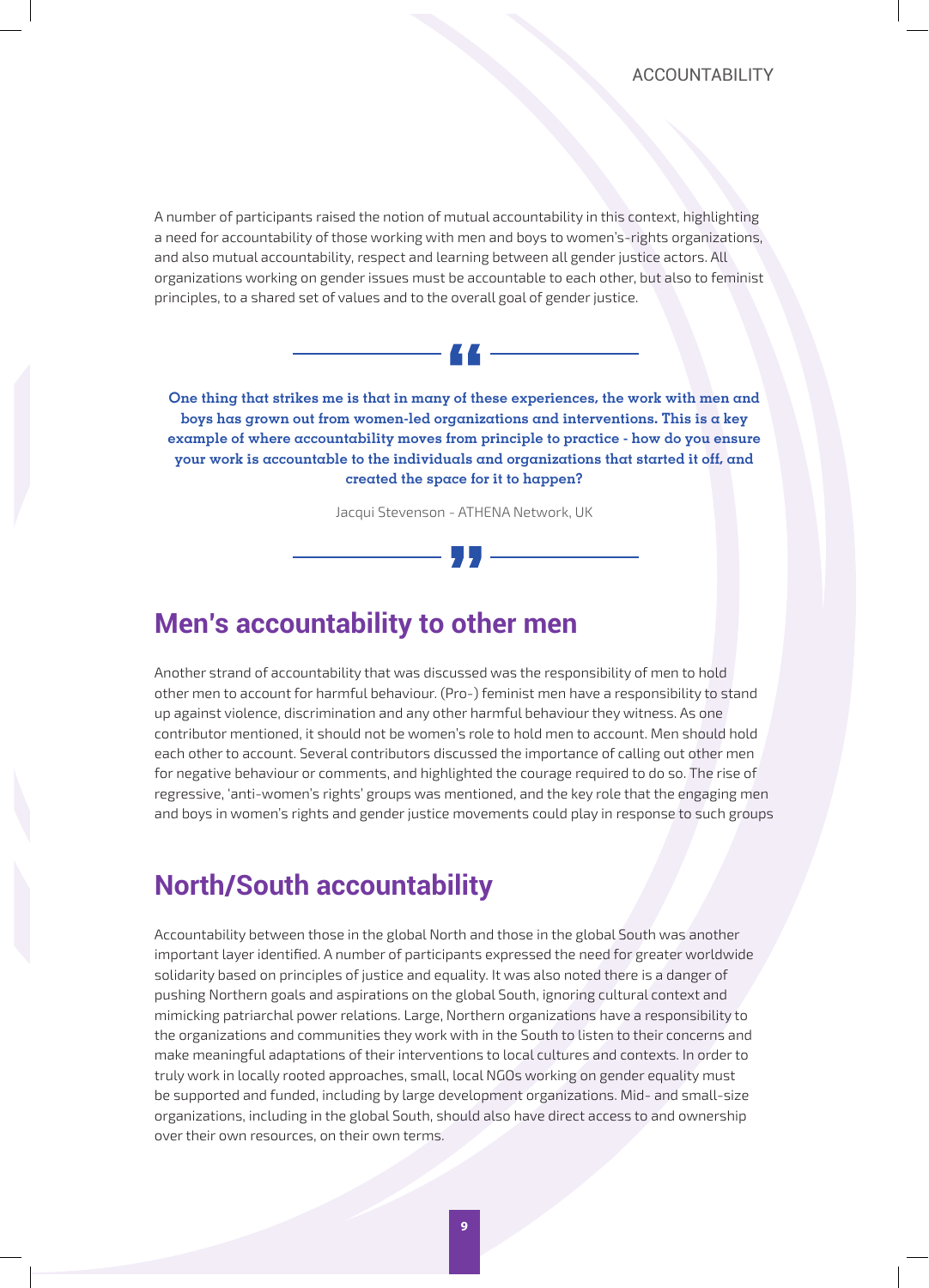A number of participants raised the notion of mutual accountability in this context, highlighting a need for accountability of those working with men and boys to women's-rights organizations, and also mutual accountability, respect and learning between all gender justice actors. All organizations working on gender issues must be accountable to each other, but also to feminist principles, to a shared set of values and to the overall goal of gender justice.

> **One thing that strikes me is that in many of these experiences, the work with men and boys has grown out from women-led organizations and interventions. This is a key example of where accountability moves from principle to practice - how do you ensure your work is accountable to the individuals and organizations that started it off, and created the space for it to happen?**
>
> Jacqui Stevenson - ATHENA Network, UK

## Men's accountability to other men

Another strand of accountability that was discussed was the responsibility of men to hold other men to account for harmful behaviour. (Pro-) feminist men have a responsibility to stand up against violence, discrimination and any other harmful behaviour they witness. As one contributor mentioned, it should not be women's role to hold men to account. Men should hold each other to account. Several contributors discussed the importance of calling out other men for negative behaviour or comments, and highlighted the courage required to do so. The rise of regressive, 'anti-women's rights' groups was mentioned, and the key role that the engaging men and boys in women's rights and gender justice movements could play in response to such groups

## North/South accountability

Accountability between those in the global North and those in the global South was another important layer identified. A number of participants expressed the need for greater worldwide solidarity based on principles of justice and equality. It was also noted there is a danger of pushing Northern goals and aspirations on the global South, ignoring cultural context and mimicking patriarchal power relations. Large, Northern organizations have a responsibility to the organizations and communities they work with in the South to listen to their concerns and make meaningful adaptations of their interventions to local cultures and contexts. In order to truly work in locally rooted approaches, small, local NGOs working on gender equality must be supported and funded, including by large development organizations. Mid- and small-size organizations, including in the global South, should also have direct access to and ownership over their own resources, on their own terms.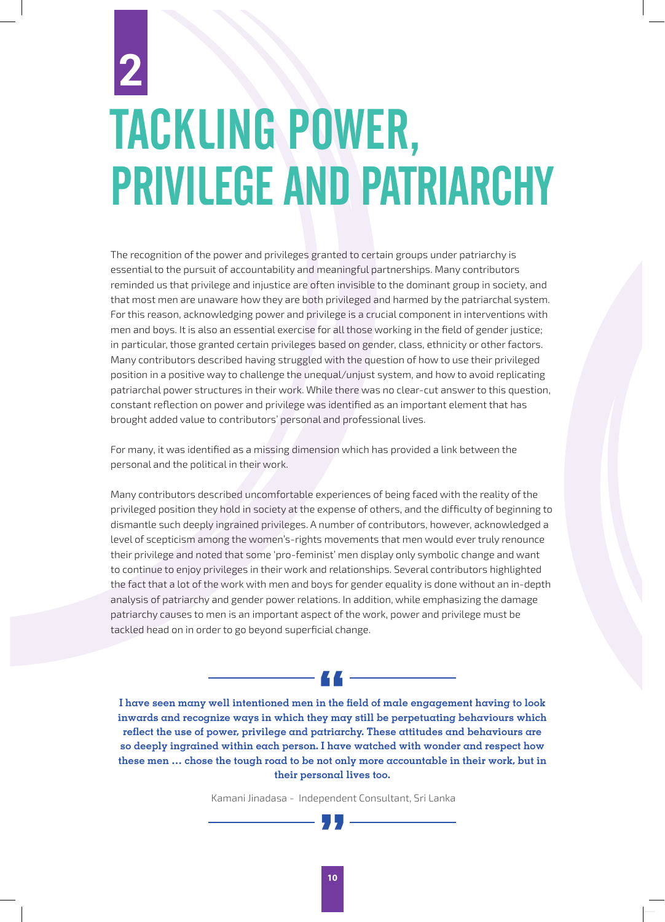# 2 TACKLING POWER, PRIVILEGE AND PATRIARCHY

The recognition of the power and privileges granted to certain groups under patriarchy is essential to the pursuit of accountability and meaningful partnerships. Many contributors reminded us that privilege and injustice are often invisible to the dominant group in society, and that most men are unaware how they are both privileged and harmed by the patriarchal system. For this reason, acknowledging power and privilege is a crucial component in interventions with men and boys. It is also an essential exercise for all those working in the field of gender justice; in particular, those granted certain privileges based on gender, class, ethnicity or other factors. Many contributors described having struggled with the question of how to use their privileged position in a positive way to challenge the unequal/unjust system, and how to avoid replicating patriarchal power structures in their work. While there was no clear-cut answer to this question, constant reflection on power and privilege was identified as an important element that has brought added value to contributors' personal and professional lives.

For many, it was identified as a missing dimension which has provided a link between the personal and the political in their work.

Many contributors described uncomfortable experiences of being faced with the reality of the privileged position they hold in society at the expense of others, and the difficulty of beginning to dismantle such deeply ingrained privileges. A number of contributors, however, acknowledged a level of scepticism among the women's-rights movements that men would ever truly renounce their privilege and noted that some 'pro-feminist' men display only symbolic change and want to continue to enjoy privileges in their work and relationships. Several contributors highlighted the fact that a lot of the work with men and boys for gender equality is done without an in-depth analysis of patriarchy and gender power relations. In addition, while emphasizing the damage patriarchy causes to men is an important aspect of the work, power and privilege must be tackled head on in order to go beyond superficial change.

> **I have seen many well intentioned men in the field of male engagement having to look inwards and recognize ways in which they may still be perpetuating behaviours which reflect the use of power, privilege and patriarchy. These attitudes and behaviours are so deeply ingrained within each person. I have watched with wonder and respect how these men … chose the tough road to be not only more accountable in their work, but in their personal lives too.**
>
> Kamani Jinadasa - Independent Consultant, Sri Lanka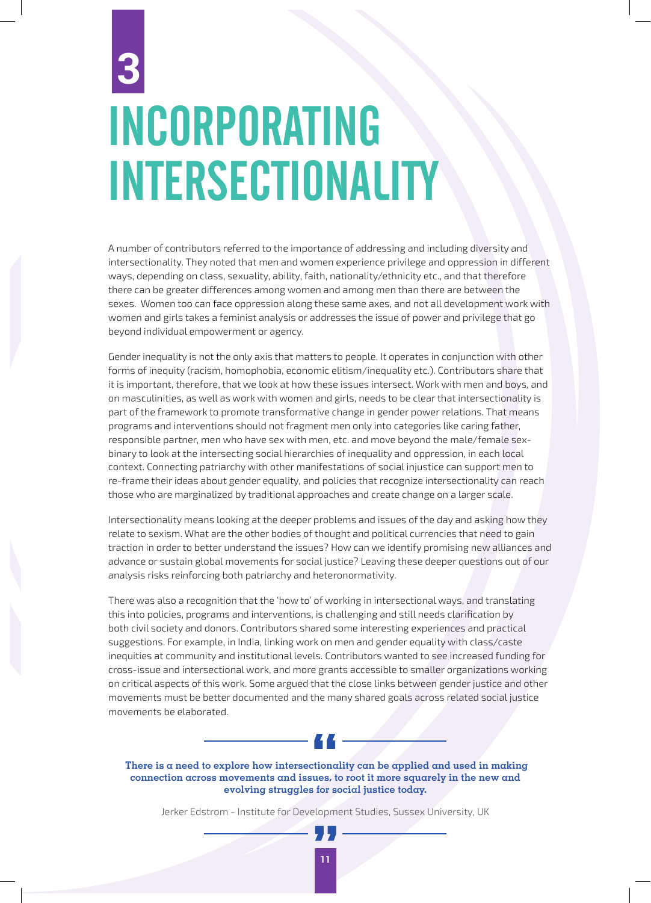# 3 INCORPORATING INTERSECTIONALITY

A number of contributors referred to the importance of addressing and including diversity and intersectionality. They noted that men and women experience privilege and oppression in different ways, depending on class, sexuality, ability, faith, nationality/ethnicity etc., and that therefore there can be greater differences among women and among men than there are between the sexes. Women too can face oppression along these same axes, and not all development work with women and girls takes a feminist analysis or addresses the issue of power and privilege that go beyond individual empowerment or agency.

Gender inequality is not the only axis that matters to people. It operates in conjunction with other forms of inequity (racism, homophobia, economic elitism/inequality etc.). Contributors share that it is important, therefore, that we look at how these issues intersect. Work with men and boys, and on masculinities, as well as work with women and girls, needs to be clear that intersectionality is part of the framework to promote transformative change in gender power relations. That means programs and interventions should not fragment men only into categories like caring father, responsible partner, men who have sex with men, etc. and move beyond the male/female sex-binary to look at the intersecting social hierarchies of inequality and oppression, in each local context. Connecting patriarchy with other manifestations of social injustice can support men to re-frame their ideas about gender equality, and policies that recognize intersectionality can reach those who are marginalized by traditional approaches and create change on a larger scale.

Intersectionality means looking at the deeper problems and issues of the day and asking how they relate to sexism. What are the other bodies of thought and political currencies that need to gain traction in order to better understand the issues? How can we identify promising new alliances and advance or sustain global movements for social justice? Leaving these deeper questions out of our analysis risks reinforcing both patriarchy and heteronormativity.

There was also a recognition that the 'how to' of working in intersectional ways, and translating this into policies, programs and interventions, is challenging and still needs clarification by both civil society and donors. Contributors shared some interesting experiences and practical suggestions. For example, in India, linking work on men and gender equality with class/caste inequities at community and institutional levels. Contributors wanted to see increased funding for cross-issue and intersectional work, and more grants accessible to smaller organizations working on critical aspects of this work. Some argued that the close links between gender justice and other movements must be better documented and the many shared goals across related social justice movements be elaborated.

> **There is a need to explore how intersectionality can be applied and used in making connection across movements and issues, to root it more squarely in the new and evolving struggles for social justice today.**
>
> Jerker Edstrom - Institute for Development Studies, Sussex University, UK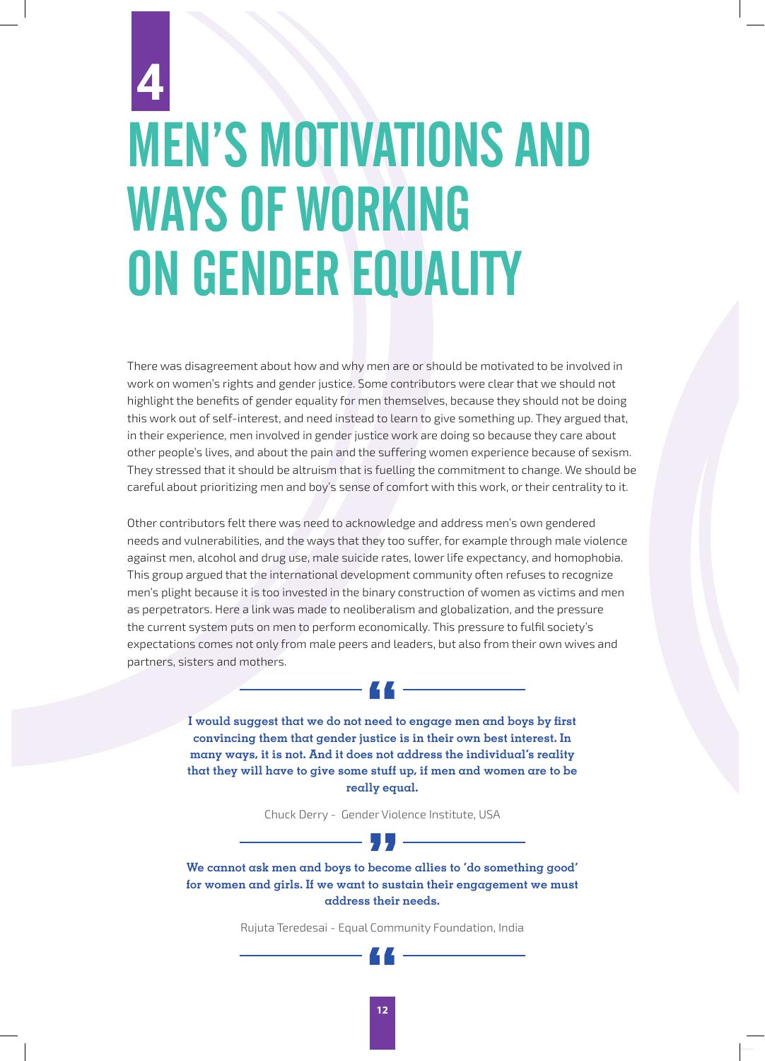# 4

# MEN'S MOTIVATIONS AND WAYS OF WORKING ON GENDER EQUALITY

There was disagreement about how and why men are or should be motivated to be involved in work on women's rights and gender justice. Some contributors were clear that we should not highlight the benefits of gender equality for men themselves, because they should not be doing this work out of self-interest, and need instead to learn to give something up. They argued that, in their experience, men involved in gender justice work are doing so because they care about other people's lives, and about the pain and the suffering women experience because of sexism. They stressed that it should be altruism that is fuelling the commitment to change. We should be careful about prioritizing men and boy's sense of comfort with this work, or their centrality to it.

Other contributors felt there was need to acknowledge and address men's own gendered needs and vulnerabilities, and the ways that they too suffer, for example through male violence against men, alcohol and drug use, male suicide rates, lower life expectancy, and homophobia. This group argued that the international development community often refuses to recognize men's plight because it is too invested in the binary construction of women as victims and men as perpetrators. Here a link was made to neoliberalism and globalization, and the pressure the current system puts on men to perform economically. This pressure to fulfil society's expectations comes not only from male peers and leaders, but also from their own wives and partners, sisters and mothers.

> **I would suggest that we do not need to engage men and boys by first convincing them that gender justice is in their own best interest. In many ways, it is not. And it does not address the individual's reality that they will have to give some stuff up, if men and women are to be really equal.**
>
> Chuck Derry - Gender Violence Institute, USA

> **We cannot ask men and boys to become allies to 'do something good' for women and girls. If we want to sustain their engagement we must address their needs.**
>
> Rujuta Teredesai - Equal Community Foundation, India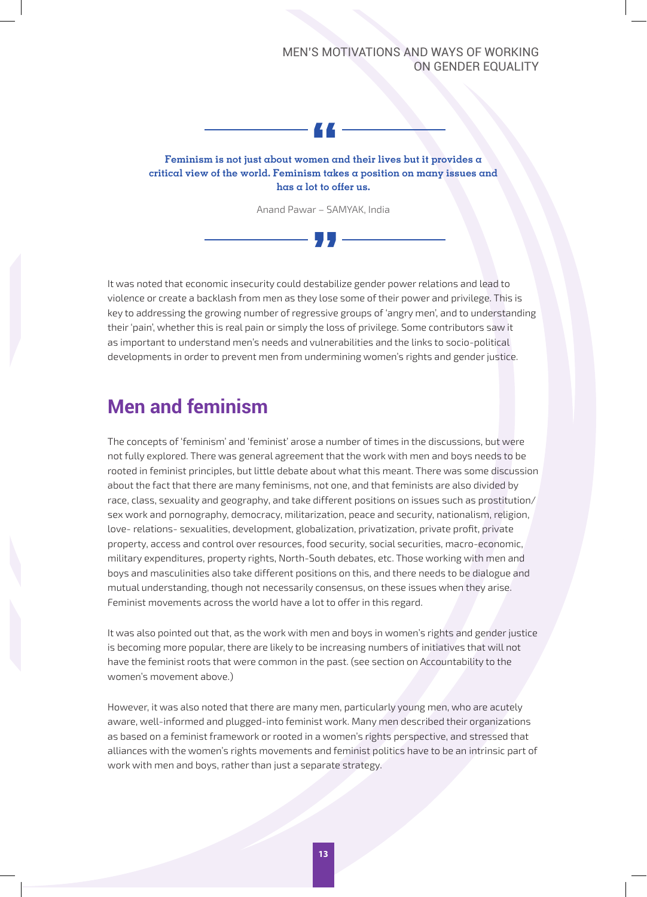> **Feminism is not just about women and their lives but it provides a critical view of the world. Feminism takes a position on many issues and has a lot to offer us.**
>
> Anand Pawar – SAMYAK, India

It was noted that economic insecurity could destabilize gender power relations and lead to violence or create a backlash from men as they lose some of their power and privilege. This is key to addressing the growing number of regressive groups of 'angry men', and to understanding their 'pain', whether this is real pain or simply the loss of privilege. Some contributors saw it as important to understand men's needs and vulnerabilities and the links to socio-political developments in order to prevent men from undermining women's rights and gender justice.

## Men and feminism

The concepts of 'feminism' and 'feminist' arose a number of times in the discussions, but were not fully explored. There was general agreement that the work with men and boys needs to be rooted in feminist principles, but little debate about what this meant. There was some discussion about the fact that there are many feminisms, not one, and that feminists are also divided by race, class, sexuality and geography, and take different positions on issues such as prostitution/sex work and pornography, democracy, militarization, peace and security, nationalism, religion, love- relations- sexualities, development, globalization, privatization, private profit, private property, access and control over resources, food security, social securities, macro-economic, military expenditures, property rights, North-South debates, etc. Those working with men and boys and masculinities also take different positions on this, and there needs to be dialogue and mutual understanding, though not necessarily consensus, on these issues when they arise. Feminist movements across the world have a lot to offer in this regard.

It was also pointed out that, as the work with men and boys in women's rights and gender justice is becoming more popular, there are likely to be increasing numbers of initiatives that will not have the feminist roots that were common in the past. (see section on Accountability to the women's movement above.)

However, it was also noted that there are many men, particularly young men, who are acutely aware, well-informed and plugged-into feminist work. Many men described their organizations as based on a feminist framework or rooted in a women's rights perspective, and stressed that alliances with the women's rights movements and feminist politics have to be an intrinsic part of work with men and boys, rather than just a separate strategy.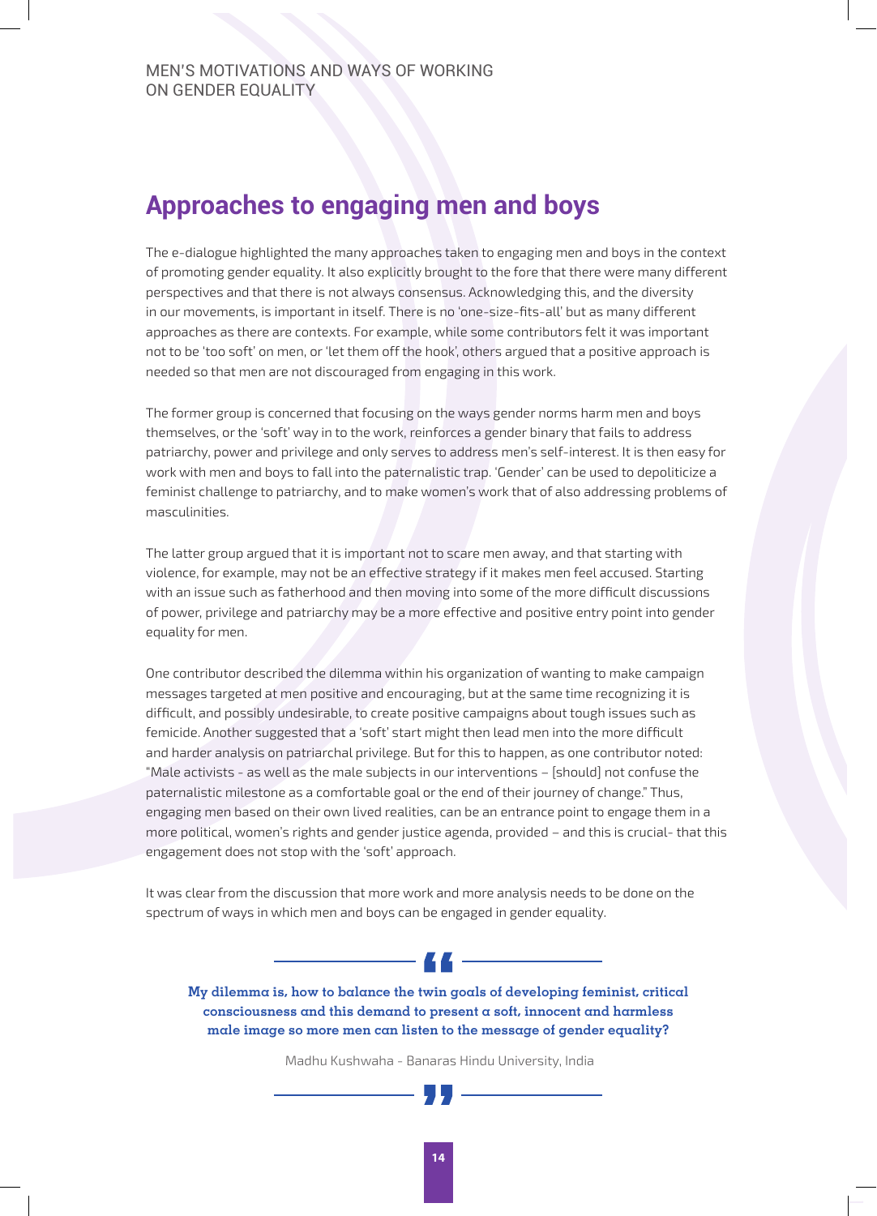## Approaches to engaging men and boys

The e-dialogue highlighted the many approaches taken to engaging men and boys in the context of promoting gender equality. It also explicitly brought to the fore that there were many different perspectives and that there is not always consensus. Acknowledging this, and the diversity in our movements, is important in itself. There is no 'one-size-fits-all' but as many different approaches as there are contexts. For example, while some contributors felt it was important not to be 'too soft' on men, or 'let them off the hook', others argued that a positive approach is needed so that men are not discouraged from engaging in this work.

The former group is concerned that focusing on the ways gender norms harm men and boys themselves, or the 'soft' way in to the work, reinforces a gender binary that fails to address patriarchy, power and privilege and only serves to address men's self-interest. It is then easy for work with men and boys to fall into the paternalistic trap. 'Gender' can be used to depoliticize a feminist challenge to patriarchy, and to make women's work that of also addressing problems of masculinities.

The latter group argued that it is important not to scare men away, and that starting with violence, for example, may not be an effective strategy if it makes men feel accused. Starting with an issue such as fatherhood and then moving into some of the more difficult discussions of power, privilege and patriarchy may be a more effective and positive entry point into gender equality for men.

One contributor described the dilemma within his organization of wanting to make campaign messages targeted at men positive and encouraging, but at the same time recognizing it is difficult, and possibly undesirable, to create positive campaigns about tough issues such as femicide. Another suggested that a 'soft' start might then lead men into the more difficult and harder analysis on patriarchal privilege. But for this to happen, as one contributor noted: "Male activists - as well as the male subjects in our interventions – [should] not confuse the paternalistic milestone as a comfortable goal or the end of their journey of change." Thus, engaging men based on their own lived realities, can be an entrance point to engage them in a more political, women's rights and gender justice agenda, provided – and this is crucial- that this engagement does not stop with the 'soft' approach.

It was clear from the discussion that more work and more analysis needs to be done on the spectrum of ways in which men and boys can be engaged in gender equality.

> **My dilemma is, how to balance the twin goals of developing feminist, critical consciousness and this demand to present a soft, innocent and harmless male image so more men can listen to the message of gender equality?**
>
> Madhu Kushwaha - Banaras Hindu University, India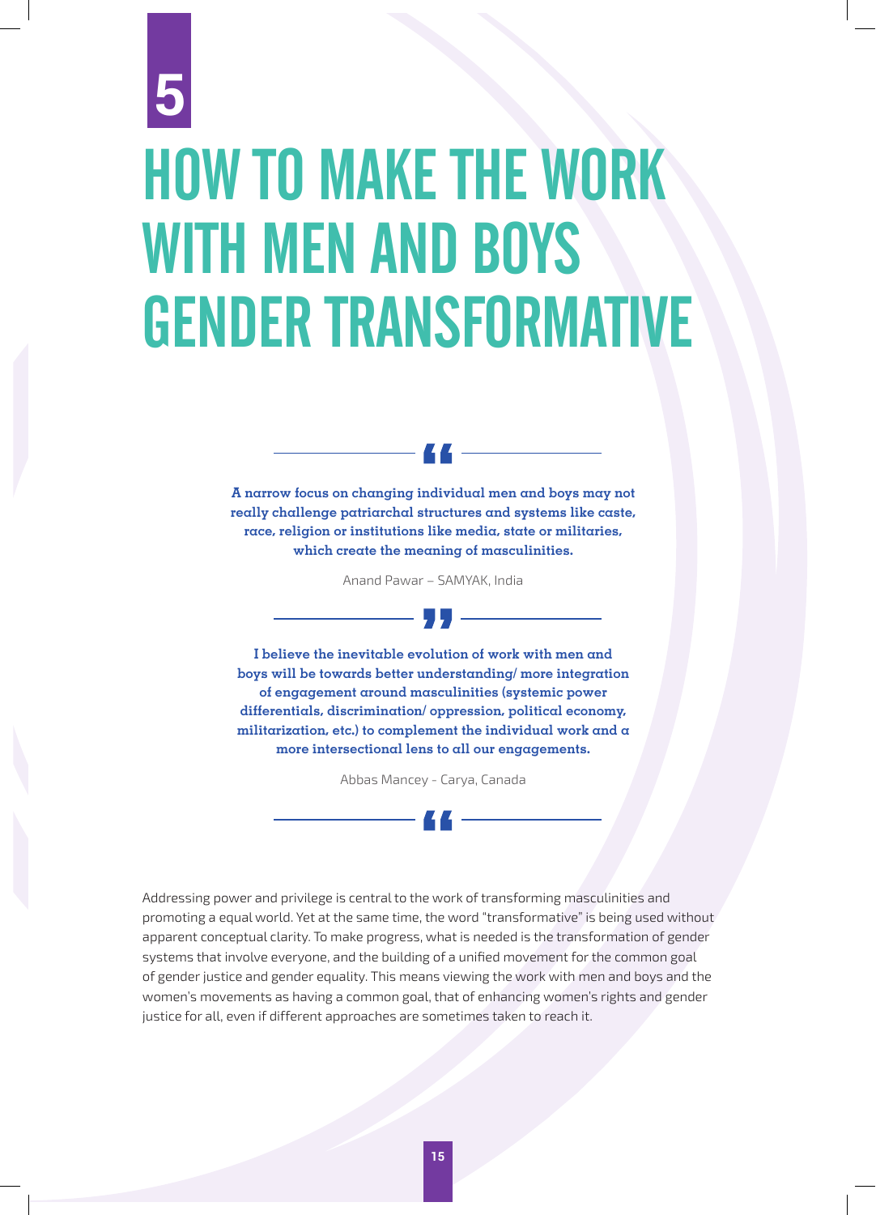# 5 HOW TO MAKE THE WORK WITH MEN AND BOYS GENDER TRANSFORMATIVE

> **A narrow focus on changing individual men and boys may not really challenge patriarchal structures and systems like caste, race, religion or institutions like media, state or militaries, which create the meaning of masculinities.**
>
> Anand Pawar – SAMYAK, India

> **I believe the inevitable evolution of work with men and boys will be towards better understanding/ more integration of engagement around masculinities (systemic power differentials, discrimination/ oppression, political economy, militarization, etc.) to complement the individual work and a more intersectional lens to all our engagements.**
>
> Abbas Mancey - Carya, Canada

Addressing power and privilege is central to the work of transforming masculinities and promoting a equal world. Yet at the same time, the word "transformative" is being used without apparent conceptual clarity. To make progress, what is needed is the transformation of gender systems that involve everyone, and the building of a unified movement for the common goal of gender justice and gender equality. This means viewing the work with men and boys and the women's movements as having a common goal, that of enhancing women's rights and gender justice for all, even if different approaches are sometimes taken to reach it.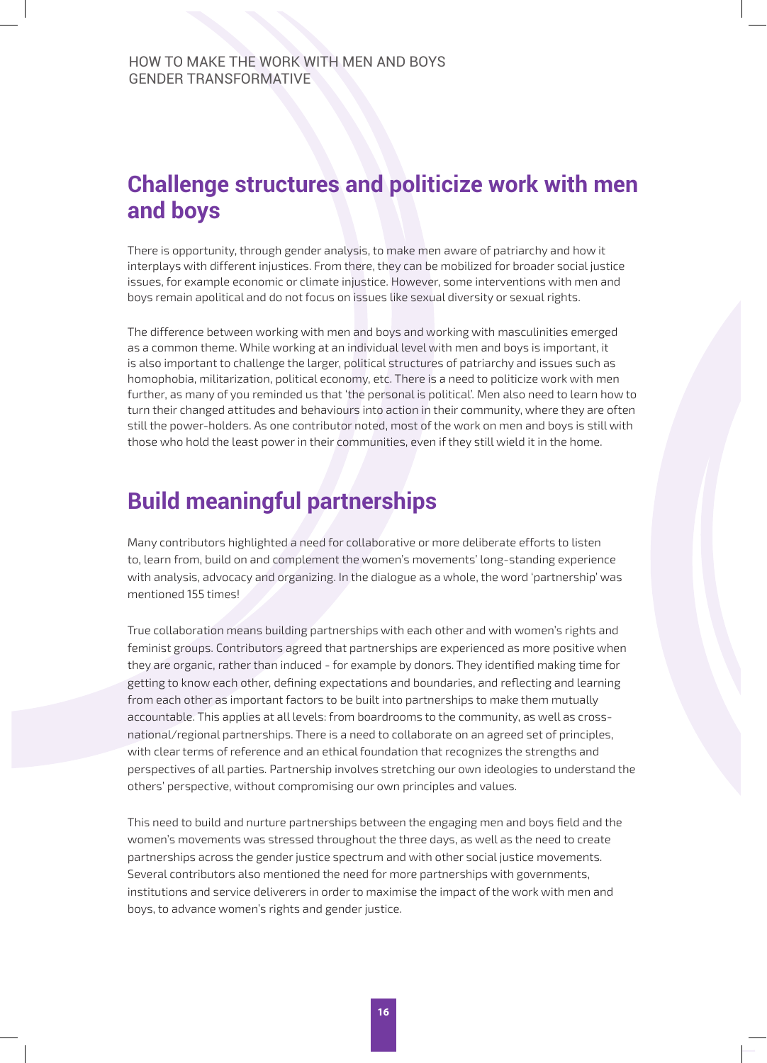## Challenge structures and politicize work with men and boys

There is opportunity, through gender analysis, to make men aware of patriarchy and how it interplays with different injustices. From there, they can be mobilized for broader social justice issues, for example economic or climate injustice. However, some interventions with men and boys remain apolitical and do not focus on issues like sexual diversity or sexual rights.

The difference between working with men and boys and working with masculinities emerged as a common theme. While working at an individual level with men and boys is important, it is also important to challenge the larger, political structures of patriarchy and issues such as homophobia, militarization, political economy, etc. There is a need to politicize work with men further, as many of you reminded us that 'the personal is political'. Men also need to learn how to turn their changed attitudes and behaviours into action in their community, where they are often still the power-holders. As one contributor noted, most of the work on men and boys is still with those who hold the least power in their communities, even if they still wield it in the home.

## Build meaningful partnerships

Many contributors highlighted a need for collaborative or more deliberate efforts to listen to, learn from, build on and complement the women's movements' long-standing experience with analysis, advocacy and organizing. In the dialogue as a whole, the word 'partnership' was mentioned 155 times!

True collaboration means building partnerships with each other and with women's rights and feminist groups. Contributors agreed that partnerships are experienced as more positive when they are organic, rather than induced - for example by donors. They identified making time for getting to know each other, defining expectations and boundaries, and reflecting and learning from each other as important factors to be built into partnerships to make them mutually accountable. This applies at all levels: from boardrooms to the community, as well as cross-national/regional partnerships. There is a need to collaborate on an agreed set of principles, with clear terms of reference and an ethical foundation that recognizes the strengths and perspectives of all parties. Partnership involves stretching our own ideologies to understand the others' perspective, without compromising our own principles and values.

This need to build and nurture partnerships between the engaging men and boys field and the women's movements was stressed throughout the three days, as well as the need to create partnerships across the gender justice spectrum and with other social justice movements. Several contributors also mentioned the need for more partnerships with governments, institutions and service deliverers in order to maximise the impact of the work with men and boys, to advance women's rights and gender justice.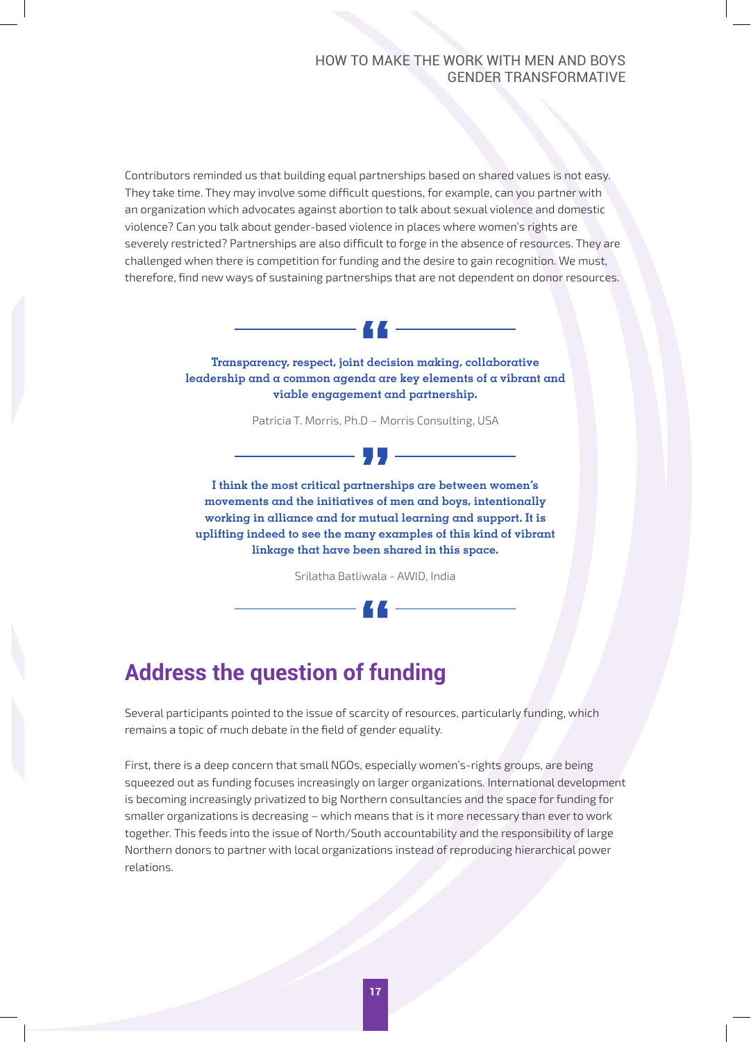Contributors reminded us that building equal partnerships based on shared values is not easy. They take time. They may involve some difficult questions, for example, can you partner with an organization which advocates against abortion to talk about sexual violence and domestic violence? Can you talk about gender-based violence in places where women's rights are severely restricted? Partnerships are also difficult to forge in the absence of resources. They are challenged when there is competition for funding and the desire to gain recognition. We must, therefore, find new ways of sustaining partnerships that are not dependent on donor resources.

> **Transparency, respect, joint decision making, collaborative leadership and a common agenda are key elements of a vibrant and viable engagement and partnership.**
>
> Patricia T. Morris, Ph.D – Morris Consulting, USA

> **I think the most critical partnerships are between women's movements and the initiatives of men and boys, intentionally working in alliance and for mutual learning and support. It is uplifting indeed to see the many examples of this kind of vibrant linkage that have been shared in this space.**
>
> Srilatha Batliwala - AWID, India

## Address the question of funding

Several participants pointed to the issue of scarcity of resources, particularly funding, which remains a topic of much debate in the field of gender equality.

First, there is a deep concern that small NGOs, especially women's-rights groups, are being squeezed out as funding focuses increasingly on larger organizations. International development is becoming increasingly privatized to big Northern consultancies and the space for funding for smaller organizations is decreasing – which means that is it more necessary than ever to work together. This feeds into the issue of North/South accountability and the responsibility of large Northern donors to partner with local organizations instead of reproducing hierarchical power relations.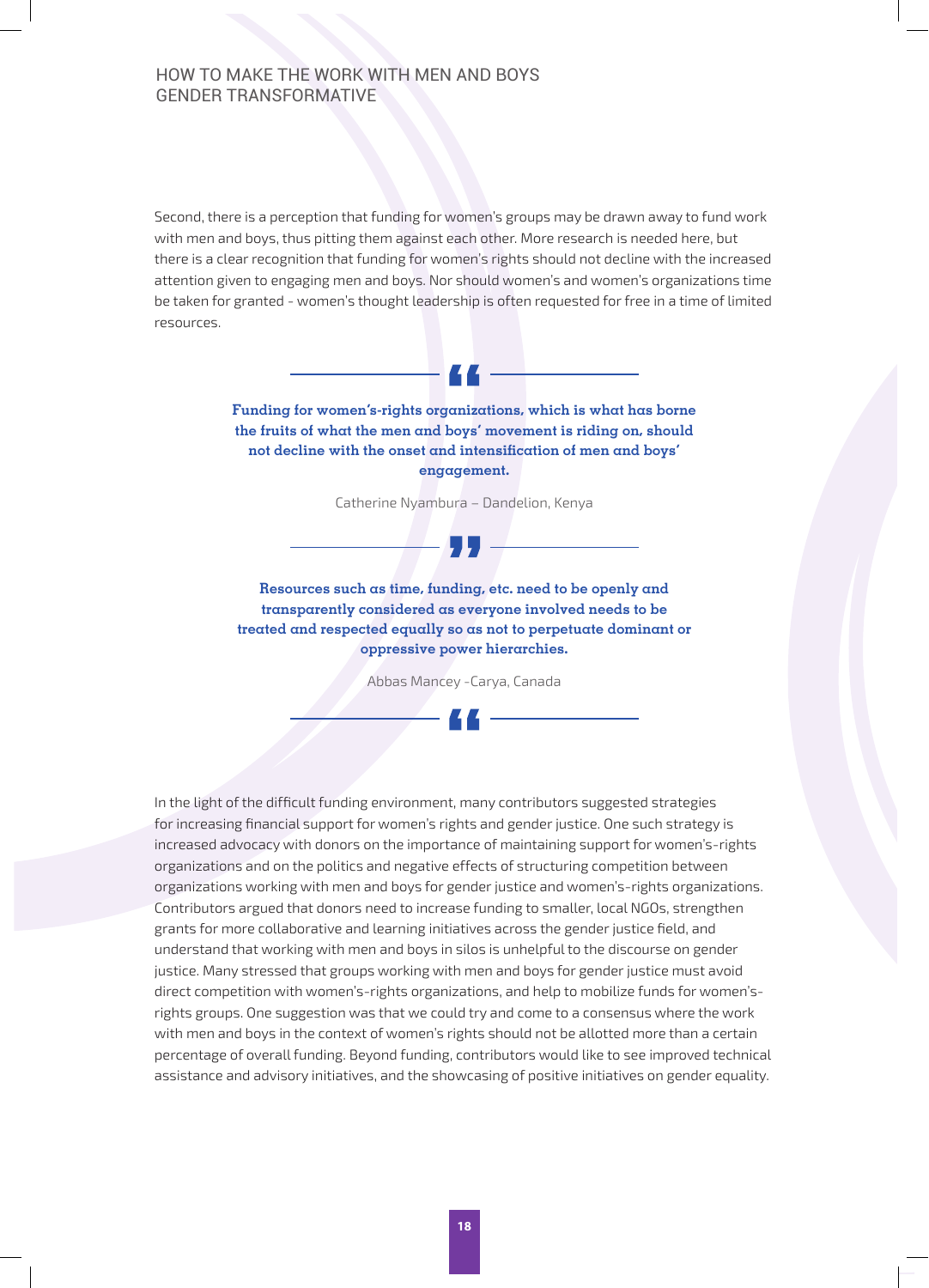Second, there is a perception that funding for women's groups may be drawn away to fund work with men and boys, thus pitting them against each other. More research is needed here, but there is a clear recognition that funding for women's rights should not decline with the increased attention given to engaging men and boys. Nor should women's and women's organizations time be taken for granted - women's thought leadership is often requested for free in a time of limited resources.

> **Funding for women's-rights organizations, which is what has borne the fruits of what the men and boys' movement is riding on, should not decline with the onset and intensification of men and boys' engagement.**
>
> Catherine Nyambura – Dandelion, Kenya

> **Resources such as time, funding, etc. need to be openly and transparently considered as everyone involved needs to be treated and respected equally so as not to perpetuate dominant or oppressive power hierarchies.**
>
> Abbas Mancey -Carya, Canada

In the light of the difficult funding environment, many contributors suggested strategies for increasing financial support for women's rights and gender justice. One such strategy is increased advocacy with donors on the importance of maintaining support for women's-rights organizations and on the politics and negative effects of structuring competition between organizations working with men and boys for gender justice and women's-rights organizations. Contributors argued that donors need to increase funding to smaller, local NGOs, strengthen grants for more collaborative and learning initiatives across the gender justice field, and understand that working with men and boys in silos is unhelpful to the discourse on gender justice. Many stressed that groups working with men and boys for gender justice must avoid direct competition with women's-rights organizations, and help to mobilize funds for women's-rights groups. One suggestion was that we could try and come to a consensus where the work with men and boys in the context of women's rights should not be allotted more than a certain percentage of overall funding. Beyond funding, contributors would like to see improved technical assistance and advisory initiatives, and the showcasing of positive initiatives on gender equality.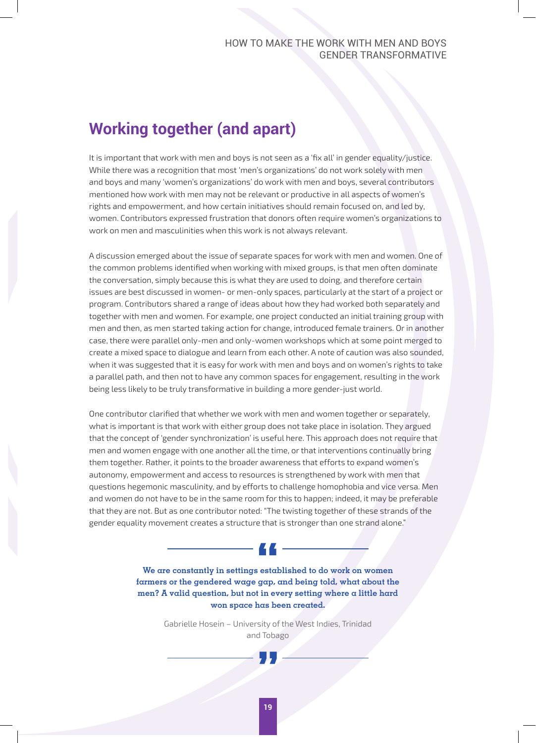## Working together (and apart)

It is important that work with men and boys is not seen as a 'fix all' in gender equality/justice. While there was a recognition that most 'men's organizations' do not work solely with men and boys and many 'women's organizations' do work with men and boys, several contributors mentioned how work with men may not be relevant or productive in all aspects of women's rights and empowerment, and how certain initiatives should remain focused on, and led by, women. Contributors expressed frustration that donors often require women's organizations to work on men and masculinities when this work is not always relevant.

A discussion emerged about the issue of separate spaces for work with men and women. One of the common problems identified when working with mixed groups, is that men often dominate the conversation, simply because this is what they are used to doing, and therefore certain issues are best discussed in women- or men-only spaces, particularly at the start of a project or program. Contributors shared a range of ideas about how they had worked both separately and together with men and women. For example, one project conducted an initial training group with men and then, as men started taking action for change, introduced female trainers. Or in another case, there were parallel only-men and only-women workshops which at some point merged to create a mixed space to dialogue and learn from each other. A note of caution was also sounded, when it was suggested that it is easy for work with men and boys and on women's rights to take a parallel path, and then not to have any common spaces for engagement, resulting in the work being less likely to be truly transformative in building a more gender-just world.

One contributor clarified that whether we work with men and women together or separately, what is important is that work with either group does not take place in isolation. They argued that the concept of 'gender synchronization' is useful here. This approach does not require that men and women engage with one another all the time, or that interventions continually bring them together. Rather, it points to the broader awareness that efforts to expand women's autonomy, empowerment and access to resources is strengthened by work with men that questions hegemonic masculinity, and by efforts to challenge homophobia and vice versa. Men and women do not have to be in the same room for this to happen; indeed, it may be preferable that they are not. But as one contributor noted: "The twisting together of these strands of the gender equality movement creates a structure that is stronger than one strand alone."

> **We are constantly in settings established to do work on women farmers or the gendered wage gap, and being told, what about the men? A valid question, but not in every setting where a little hard won space has been created.**
>
> Gabrielle Hosein – University of the West Indies, Trinidad and Tobago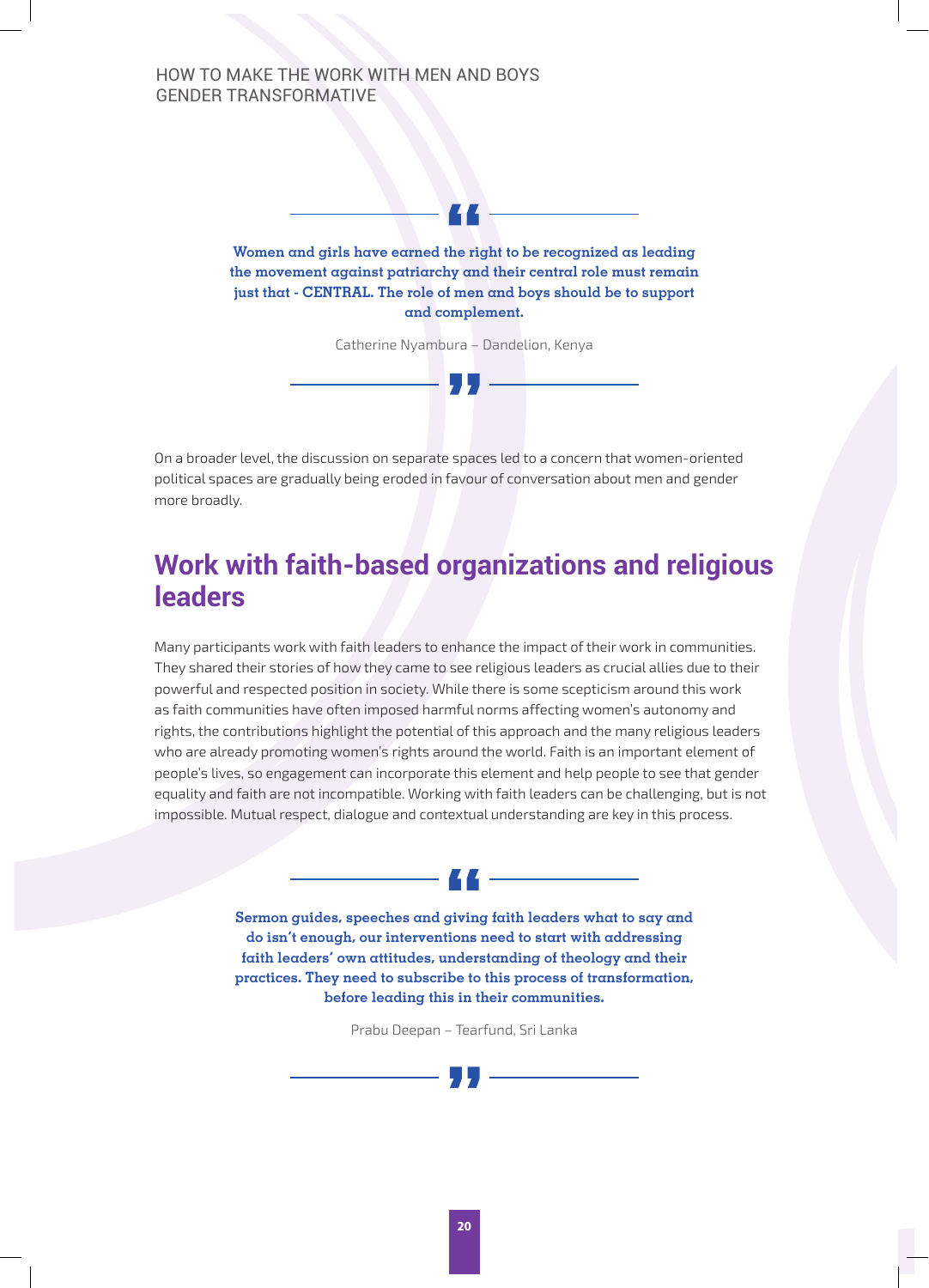> **Women and girls have earned the right to be recognized as leading the movement against patriarchy and their central role must remain just that - CENTRAL. The role of men and boys should be to support and complement.**
>
> Catherine Nyambura – Dandelion, Kenya

On a broader level, the discussion on separate spaces led to a concern that women-oriented political spaces are gradually being eroded in favour of conversation about men and gender more broadly.

## Work with faith-based organizations and religious leaders

Many participants work with faith leaders to enhance the impact of their work in communities. They shared their stories of how they came to see religious leaders as crucial allies due to their powerful and respected position in society. While there is some scepticism around this work as faith communities have often imposed harmful norms affecting women's autonomy and rights, the contributions highlight the potential of this approach and the many religious leaders who are already promoting women's rights around the world. Faith is an important element of people's lives, so engagement can incorporate this element and help people to see that gender equality and faith are not incompatible. Working with faith leaders can be challenging, but is not impossible. Mutual respect, dialogue and contextual understanding are key in this process.

> **Sermon guides, speeches and giving faith leaders what to say and do isn't enough, our interventions need to start with addressing faith leaders' own attitudes, understanding of theology and their practices. They need to subscribe to this process of transformation, before leading this in their communities.**
>
> Prabu Deepan – Tearfund, Sri Lanka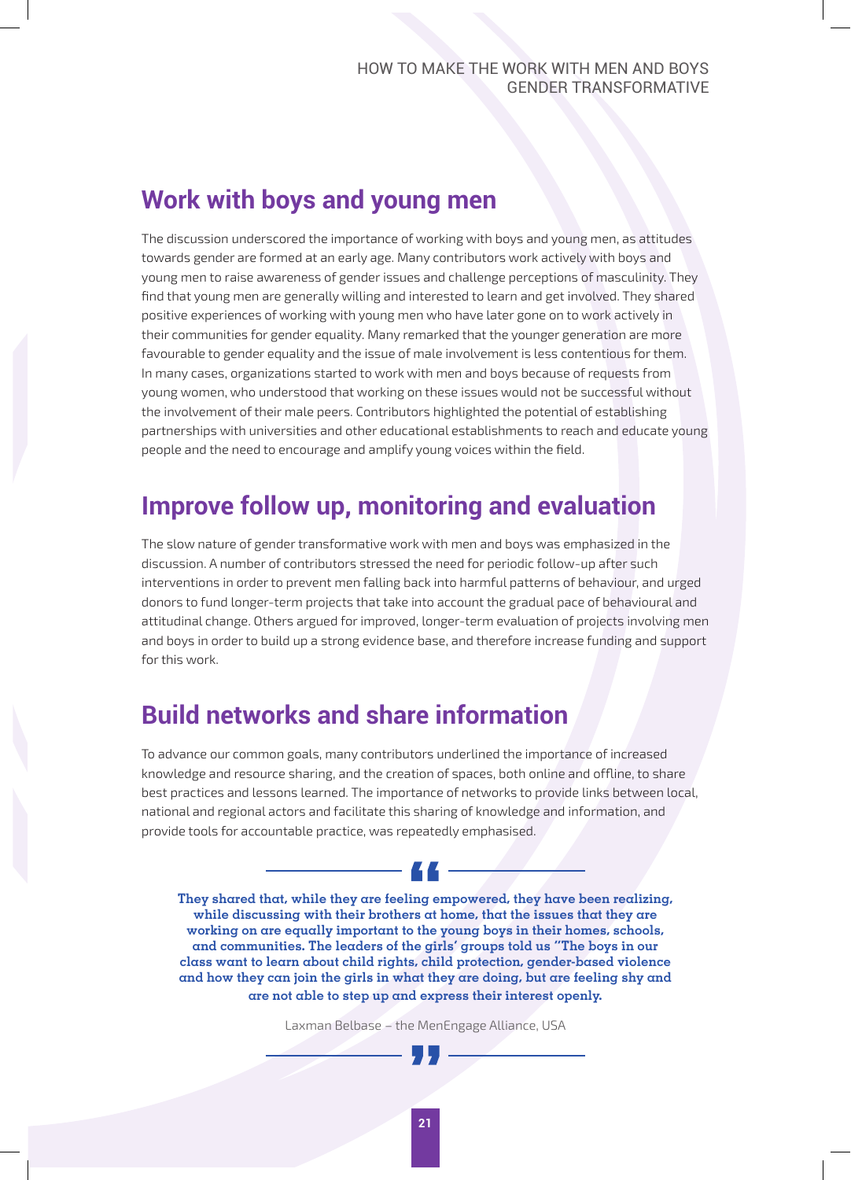## Work with boys and young men

The discussion underscored the importance of working with boys and young men, as attitudes towards gender are formed at an early age. Many contributors work actively with boys and young men to raise awareness of gender issues and challenge perceptions of masculinity. They find that young men are generally willing and interested to learn and get involved. They shared positive experiences of working with young men who have later gone on to work actively in their communities for gender equality. Many remarked that the younger generation are more favourable to gender equality and the issue of male involvement is less contentious for them. In many cases, organizations started to work with men and boys because of requests from young women, who understood that working on these issues would not be successful without the involvement of their male peers. Contributors highlighted the potential of establishing partnerships with universities and other educational establishments to reach and educate young people and the need to encourage and amplify young voices within the field.

## Improve follow up, monitoring and evaluation

The slow nature of gender transformative work with men and boys was emphasized in the discussion. A number of contributors stressed the need for periodic follow-up after such interventions in order to prevent men falling back into harmful patterns of behaviour, and urged donors to fund longer-term projects that take into account the gradual pace of behavioural and attitudinal change. Others argued for improved, longer-term evaluation of projects involving men and boys in order to build up a strong evidence base, and therefore increase funding and support for this work.

## Build networks and share information

To advance our common goals, many contributors underlined the importance of increased knowledge and resource sharing, and the creation of spaces, both online and offline, to share best practices and lessons learned. The importance of networks to provide links between local, national and regional actors and facilitate this sharing of knowledge and information, and provide tools for accountable practice, was repeatedly emphasised.

> **They shared that, while they are feeling empowered, they have been realizing, while discussing with their brothers at home, that the issues that they are working on are equally important to the young boys in their homes, schools, and communities. The leaders of the girls' groups told us "The boys in our class want to learn about child rights, child protection, gender-based violence and how they can join the girls in what they are doing, but are feeling shy and are not able to step up and express their interest openly.**
>
> Laxman Belbase – the MenEngage Alliance, USA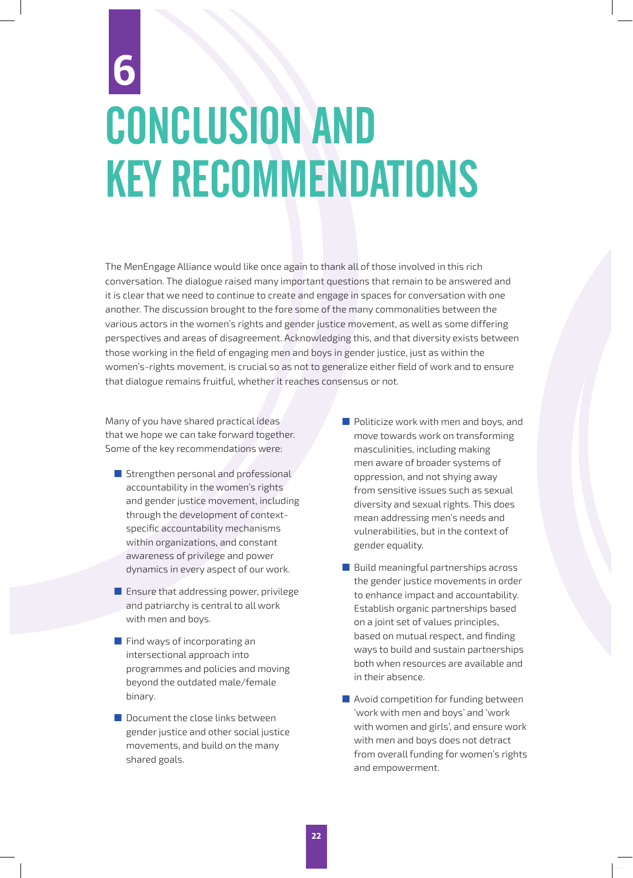# 6 CONCLUSION AND KEY RECOMMENDATIONS

The MenEngage Alliance would like once again to thank all of those involved in this rich conversation. The dialogue raised many important questions that remain to be answered and it is clear that we need to continue to create and engage in spaces for conversation with one another. The discussion brought to the fore some of the many commonalities between the various actors in the women's rights and gender justice movement, as well as some differing perspectives and areas of disagreement. Acknowledging this, and that diversity exists between those working in the field of engaging men and boys in gender justice, just as within the women's-rights movement, is crucial so as not to generalize either field of work and to ensure that dialogue remains fruitful, whether it reaches consensus or not.

Many of you have shared practical ideas that we hope we can take forward together. Some of the key recommendations were:

- Strengthen personal and professional accountability in the women's rights and gender justice movement, including through the development of context-specific accountability mechanisms within organizations, and constant awareness of privilege and power dynamics in every aspect of our work.
- Ensure that addressing power, privilege and patriarchy is central to all work with men and boys.
- Find ways of incorporating an intersectional approach into programmes and policies and moving beyond the outdated male/female binary.
- Document the close links between gender justice and other social justice movements, and build on the many shared goals.
- Politicize work with men and boys, and move towards work on transforming masculinities, including making men aware of broader systems of oppression, and not shying away from sensitive issues such as sexual diversity and sexual rights. This does mean addressing men's needs and vulnerabilities, but in the context of gender equality.
- Build meaningful partnerships across the gender justice movements in order to enhance impact and accountability. Establish organic partnerships based on a joint set of values principles, based on mutual respect, and finding ways to build and sustain partnerships both when resources are available and in their absence.
- Avoid competition for funding between 'work with men and boys' and 'work with women and girls', and ensure work with men and boys does not detract from overall funding for women's rights and empowerment.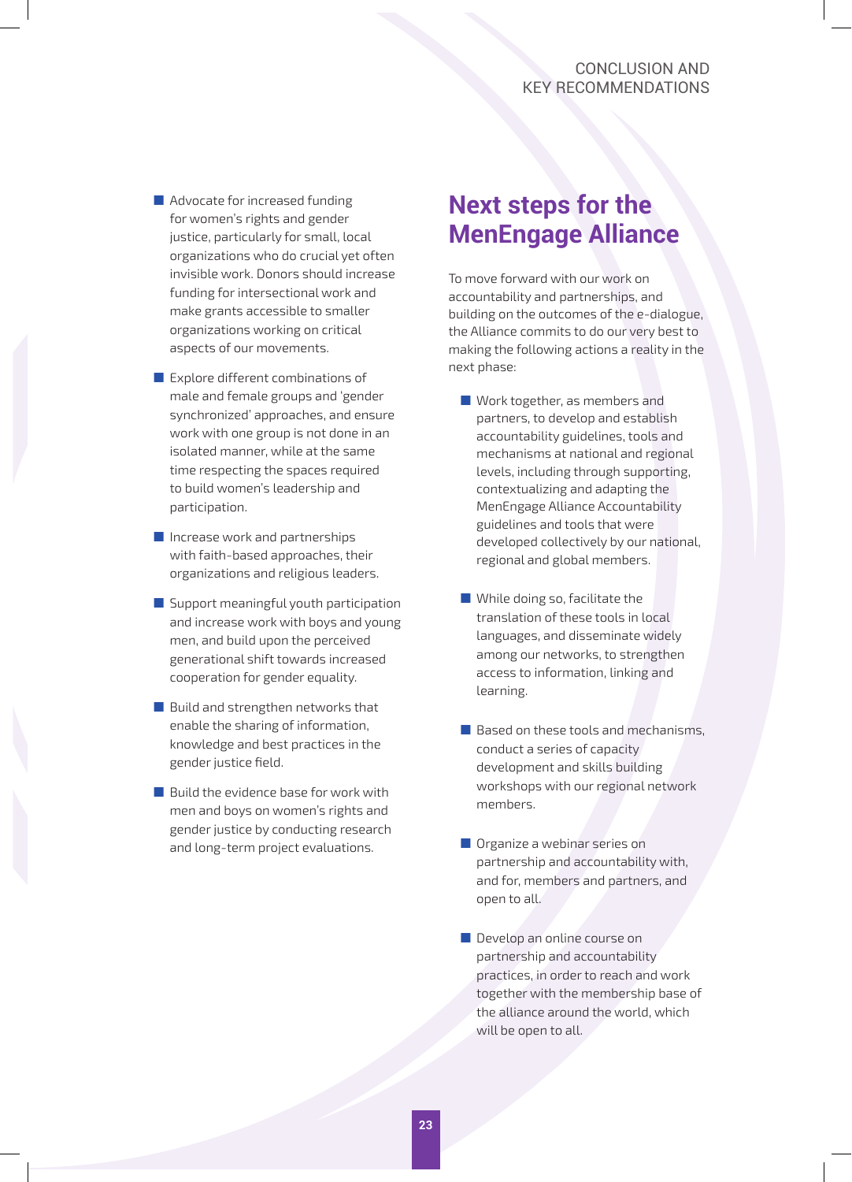- Advocate for increased funding for women's rights and gender justice, particularly for small, local organizations who do crucial yet often invisible work. Donors should increase funding for intersectional work and make grants accessible to smaller organizations working on critical aspects of our movements.
- Explore different combinations of male and female groups and 'gender synchronized' approaches, and ensure work with one group is not done in an isolated manner, while at the same time respecting the spaces required to build women's leadership and participation.
- Increase work and partnerships with faith-based approaches, their organizations and religious leaders.
- Support meaningful youth participation and increase work with boys and young men, and build upon the perceived generational shift towards increased cooperation for gender equality.
- Build and strengthen networks that enable the sharing of information, knowledge and best practices in the gender justice field.
- Build the evidence base for work with men and boys on women's rights and gender justice by conducting research and long-term project evaluations.

## Next steps for the MenEngage Alliance

To move forward with our work on accountability and partnerships, and building on the outcomes of the e-dialogue, the Alliance commits to do our very best to making the following actions a reality in the next phase:

- Work together, as members and partners, to develop and establish accountability guidelines, tools and mechanisms at national and regional levels, including through supporting, contextualizing and adapting the MenEngage Alliance Accountability guidelines and tools that were developed collectively by our national, regional and global members.
- While doing so, facilitate the translation of these tools in local languages, and disseminate widely among our networks, to strengthen access to information, linking and learning.
- Based on these tools and mechanisms, conduct a series of capacity development and skills building workshops with our regional network members.
- Organize a webinar series on partnership and accountability with, and for, members and partners, and open to all.
- Develop an online course on partnership and accountability practices, in order to reach and work together with the membership base of the alliance around the world, which will be open to all.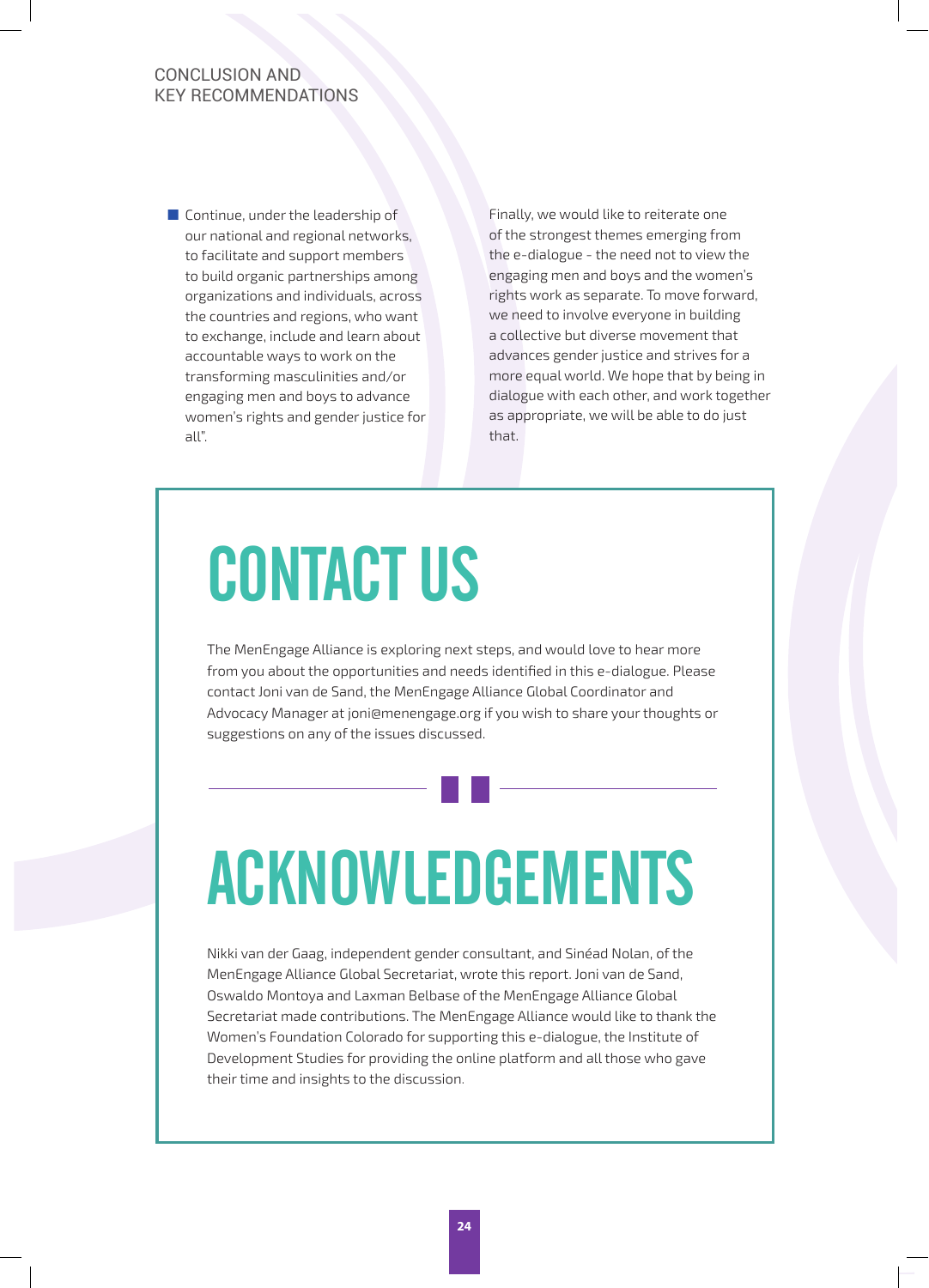- Continue, under the leadership of our national and regional networks, to facilitate and support members to build organic partnerships among organizations and individuals, across the countries and regions, who want to exchange, include and learn about accountable ways to work on the transforming masculinities and/or engaging men and boys to advance women's rights and gender justice for all".

Finally, we would like to reiterate one of the strongest themes emerging from the e-dialogue - the need not to view the engaging men and boys and the women's rights work as separate. To move forward, we need to involve everyone in building a collective but diverse movement that advances gender justice and strives for a more equal world. We hope that by being in dialogue with each other, and work together as appropriate, we will be able to do just that.

# CONTACT US

The MenEngage Alliance is exploring next steps, and would love to hear more from you about the opportunities and needs identified in this e-dialogue. Please contact Joni van de Sand, the MenEngage Alliance Global Coordinator and Advocacy Manager at joni@menengage.org if you wish to share your thoughts or suggestions on any of the issues discussed.

# ACKNOWLEDGEMENTS

Nikki van der Gaag, independent gender consultant, and Sinéad Nolan, of the MenEngage Alliance Global Secretariat, wrote this report. Joni van de Sand, Oswaldo Montoya and Laxman Belbase of the MenEngage Alliance Global Secretariat made contributions. The MenEngage Alliance would like to thank the Women's Foundation Colorado for supporting this e-dialogue, the Institute of Development Studies for providing the online platform and all those who gave their time and insights to the discussion.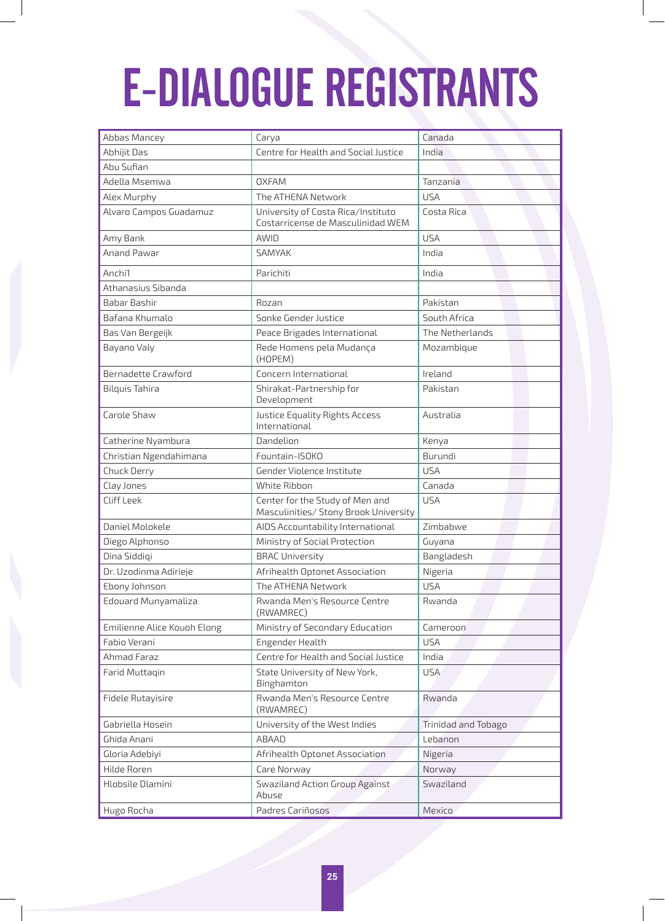# E-DIALOGUE REGISTRANTS

| Name | Organization | Country |
|---|---|---|
| Abbas Mancey | Carya | Canada |
| Abhijit Das | Centre for Health and Social Justice | India |
| Abu Sufian | | |
| Adella Msemwa | OXFAM | Tanzania |
| Alex Murphy | The ATHENA Network | USA |
| Alvaro Campos Guadamuz | University of Costa Rica/Instituto Costarricense de Masculinidad WEM | Costa Rica |
| Amy Bank | AWID | USA |
| Anand Pawar | SAMYAK | India |
| Anchi1 | Parichiti | India |
| Athanasius Sibanda | | |
| Babar Bashir | Rozan | Pakistan |
| Bafana Khumalo | Sonke Gender Justice | South Africa |
| Bas Van Bergeijk | Peace Brigades International | The Netherlands |
| Bayano Valy | Rede Homens pela Mudança (HOPEM) | Mozambique |
| Bernadette Crawford | Concern International | Ireland |
| Bilquis Tahira | Shirakat-Partnership for Development | Pakistan |
| Carole Shaw | Justice Equality Rights Access International | Australia |
| Catherine Nyambura | Dandelion | Kenya |
| Christian Ngendahimana | Fountain-ISOKO | Burundi |
| Chuck Derry | Gender Violence Institute | USA |
| Clay Jones | White Ribbon | Canada |
| Cliff Leek | Center for the Study of Men and Masculinities/ Stony Brook University | USA |
| Daniel Molokele | AIDS Accountability International | Zimbabwe |
| Diego Alphonso | Ministry of Social Protection | Guyana |
| Dina Siddiqi | BRAC University | Bangladesh |
| Dr. Uzodinma Adirieje | Afrihealth Optonet Association | Nigeria |
| Ebony Johnson | The ATHENA Network | USA |
| Edouard Munyamaliza | Rwanda Men's Resource Centre (RWAMREC) | Rwanda |
| Emilienne Alice Kouoh Elong | Ministry of Secondary Education | Cameroon |
| Fabio Verani | Engender Health | USA |
| Ahmad Faraz | Centre for Health and Social Justice | India |
| Farid Muttaqin | State University of New York, Binghamton | USA |
| Fidele Rutayisire | Rwanda Men's Resource Centre (RWAMREC) | Rwanda |
| Gabriella Hosein | University of the West Indies | Trinidad and Tobago |
| Ghida Anani | ABAAD | Lebanon |
| Gloria Adebiyi | Afrihealth Optonet Association | Nigeria |
| Hilde Roren | Care Norway | Norway |
| Hlobsile Dlamini | Swaziland Action Group Against Abuse | Swaziland |
| Hugo Rocha | Padres Cariñosos | Mexico |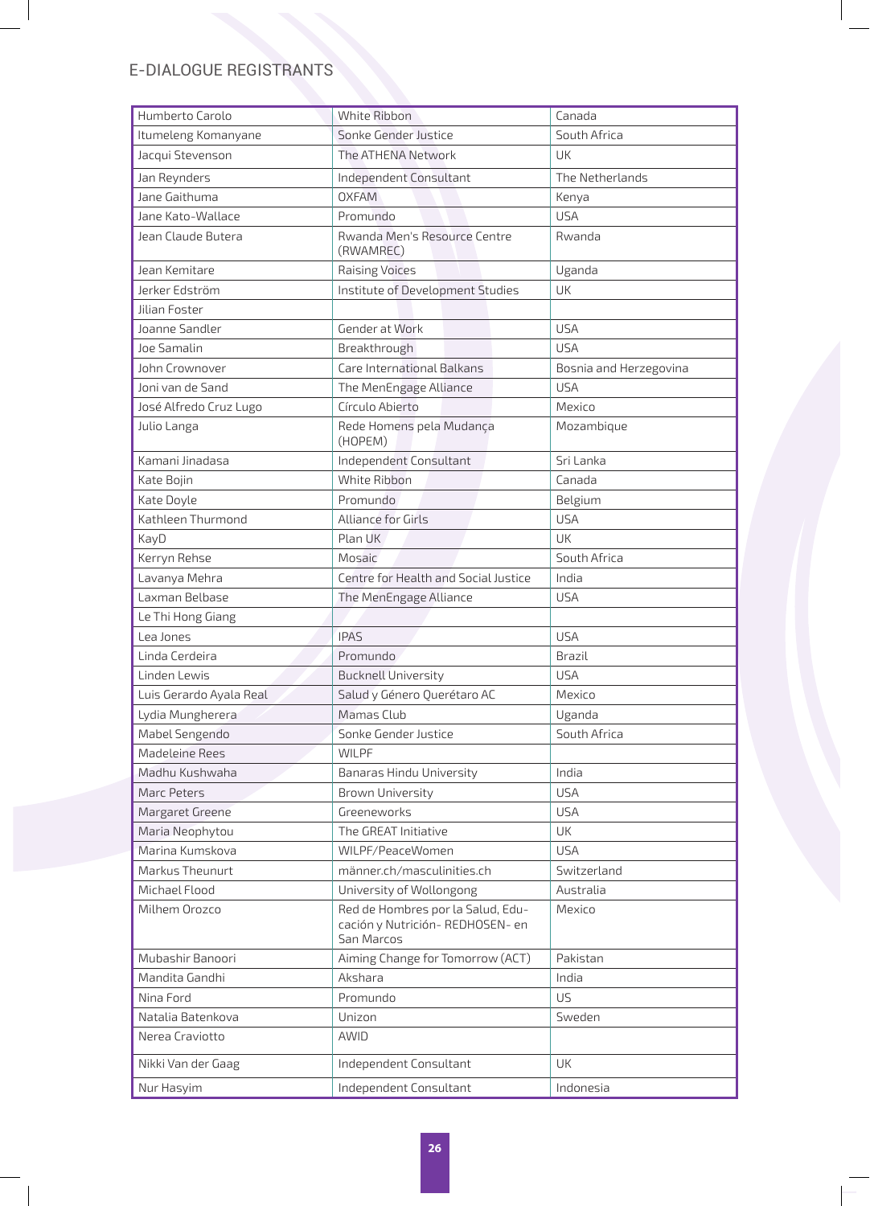## E-DIALOGUE REGISTRANTS

| | | |
|---|---|---|
| Humberto Carolo | White Ribbon | Canada |
| Itumeleng Komanyane | Sonke Gender Justice | South Africa |
| Jacqui Stevenson | The ATHENA Network | UK |
| Jan Reynders | Independent Consultant | The Netherlands |
| Jane Gaithuma | OXFAM | Kenya |
| Jane Kato-Wallace | Promundo | USA |
| Jean Claude Butera | Rwanda Men's Resource Centre (RWAMREC) | Rwanda |
| Jean Kemitare | Raising Voices | Uganda |
| Jerker Edström | Institute of Development Studies | UK |
| Jilian Foster | | |
| Joanne Sandler | Gender at Work | USA |
| Joe Samalin | Breakthrough | USA |
| John Crownover | Care International Balkans | Bosnia and Herzegovina |
| Joni van de Sand | The MenEngage Alliance | USA |
| José Alfredo Cruz Lugo | Círculo Abierto | Mexico |
| Julio Langa | Rede Homens pela Mudança (HOPEM) | Mozambique |
| Kamani Jinadasa | Independent Consultant | Sri Lanka |
| Kate Bojin | White Ribbon | Canada |
| Kate Doyle | Promundo | Belgium |
| Kathleen Thurmond | Alliance for Girls | USA |
| KayD | Plan UK | UK |
| Kerryn Rehse | Mosaic | South Africa |
| Lavanya Mehra | Centre for Health and Social Justice | India |
| Laxman Belbase | The MenEngage Alliance | USA |
| Le Thi Hong Giang | | |
| Lea Jones | IPAS | USA |
| Linda Cerdeira | Promundo | Brazil |
| Linden Lewis | Bucknell University | USA |
| Luis Gerardo Ayala Real | Salud y Género Querétaro AC | Mexico |
| Lydia Mungherera | Mamas Club | Uganda |
| Mabel Sengendo | Sonke Gender Justice | South Africa |
| Madeleine Rees | WILPF | |
| Madhu Kushwaha | Banaras Hindu University | India |
| Marc Peters | Brown University | USA |
| Margaret Greene | Greeneworks | USA |
| Maria Neophytou | The GREAT Initiative | UK |
| Marina Kumskova | WILPF/PeaceWomen | USA |
| Markus Theunurt | männer.ch/masculinities.ch | Switzerland |
| Michael Flood | University of Wollongong | Australia |
| Milhem Orozco | Red de Hombres por la Salud, Educación y Nutrición- REDHOSEN- en San Marcos | Mexico |
| Mubashir Banoori | Aiming Change for Tomorrow (ACT) | Pakistan |
| Mandita Gandhi | Akshara | India |
| Nina Ford | Promundo | US |
| Natalia Batenkova | Unizon | Sweden |
| Nerea Craviotto | AWID | |
| Nikki Van der Gaag | Independent Consultant | UK |
| Nur Hasyim | Independent Consultant | Indonesia |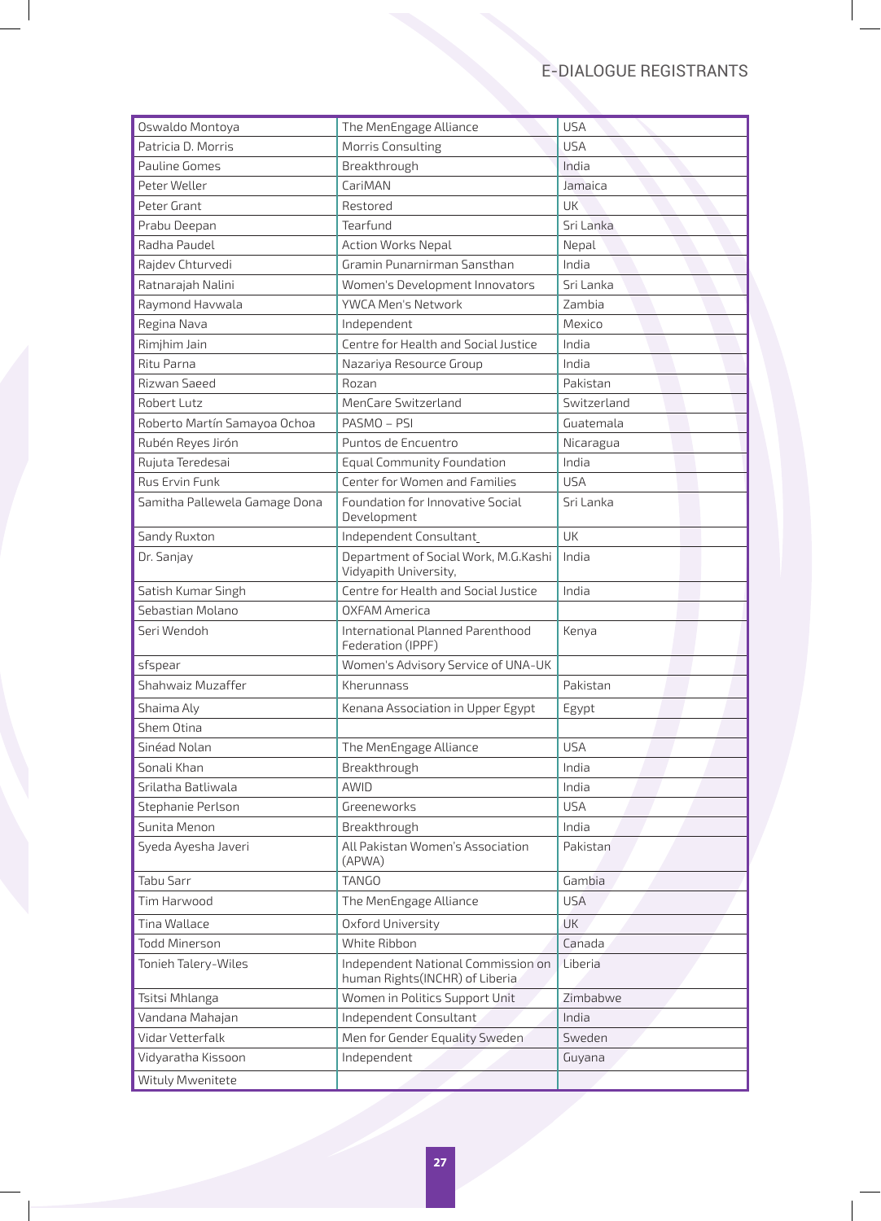| Oswaldo Montoya | The MenEngage Alliance | USA |
|---|---|---|
| Patricia D. Morris | Morris Consulting | USA |
| Pauline Gomes | Breakthrough | India |
| Peter Weller | CariMAN | Jamaica |
| Peter Grant | Restored | UK |
| Prabu Deepan | Tearfund | Sri Lanka |
| Radha Paudel | Action Works Nepal | Nepal |
| Rajdev Chturvedi | Gramin Punarnirman Sansthan | India |
| Ratnarajah Nalini | Women's Development Innovators | Sri Lanka |
| Raymond Havwala | YWCA Men's Network | Zambia |
| Regina Nava | Independent | Mexico |
| Rimjhim Jain | Centre for Health and Social Justice | India |
| Ritu Parna | Nazariya Resource Group | India |
| Rizwan Saeed | Rozan | Pakistan |
| Robert Lutz | MenCare Switzerland | Switzerland |
| Roberto Martín Samayoa Ochoa | PASMO – PSI | Guatemala |
| Rubén Reyes Jirón | Puntos de Encuentro | Nicaragua |
| Rujuta Teredesai | Equal Community Foundation | India |
| Rus Ervin Funk | Center for Women and Families | USA |
| Samitha Pallewela Gamage Dona | Foundation for Innovative Social Development | Sri Lanka |
| Sandy Ruxton | Independent Consultant | UK |
| Dr. Sanjay | Department of Social Work, M.G.Kashi Vidyapith University, | India |
| Satish Kumar Singh | Centre for Health and Social Justice | India |
| Sebastian Molano | OXFAM America | |
| Seri Wendoh | International Planned Parenthood Federation (IPPF) | Kenya |
| sfspear | Women's Advisory Service of UNA-UK | |
| Shahwaiz Muzaffer | Kherunnass | Pakistan |
| Shaima Aly | Kenana Association in Upper Egypt | Egypt |
| Shem Otina | | |
| Sinéad Nolan | The MenEngage Alliance | USA |
| Sonali Khan | Breakthrough | India |
| Srilatha Batliwala | AWID | India |
| Stephanie Perlson | Greeneworks | USA |
| Sunita Menon | Breakthrough | India |
| Syeda Ayesha Javeri | All Pakistan Women's Association (APWA) | Pakistan |
| Tabu Sarr | TANGO | Gambia |
| Tim Harwood | The MenEngage Alliance | USA |
| Tina Wallace | Oxford University | UK |
| Todd Minerson | White Ribbon | Canada |
| Tonieh Talery-Wiles | Independent National Commission on human Rights(INCHR) of Liberia | Liberia |
| Tsitsi Mhlanga | Women in Politics Support Unit | Zimbabwe |
| Vandana Mahajan | Independent Consultant | India |
| Vidar Vetterfalk | Men for Gender Equality Sweden | Sweden |
| Vidyaratha Kissoon | Independent | Guyana |
| Wituly Mwenitete | | |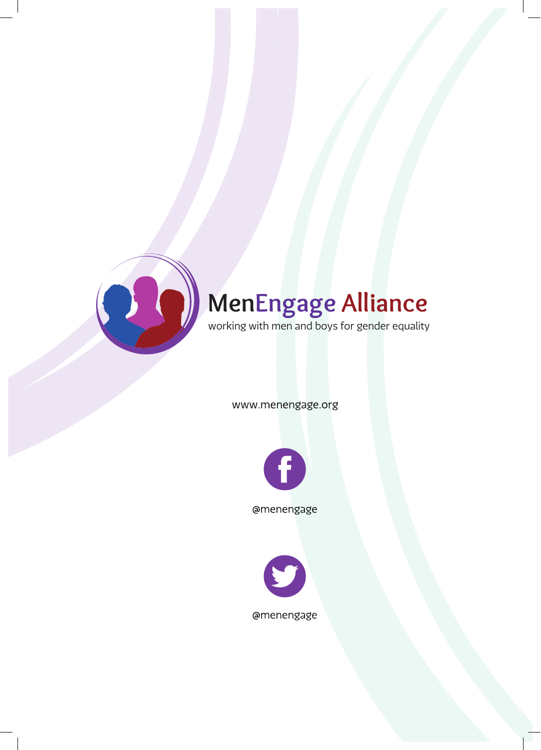MenEngage Alliance

working with men and boys for gender equality

www.menengage.org

@menengage

@menengage